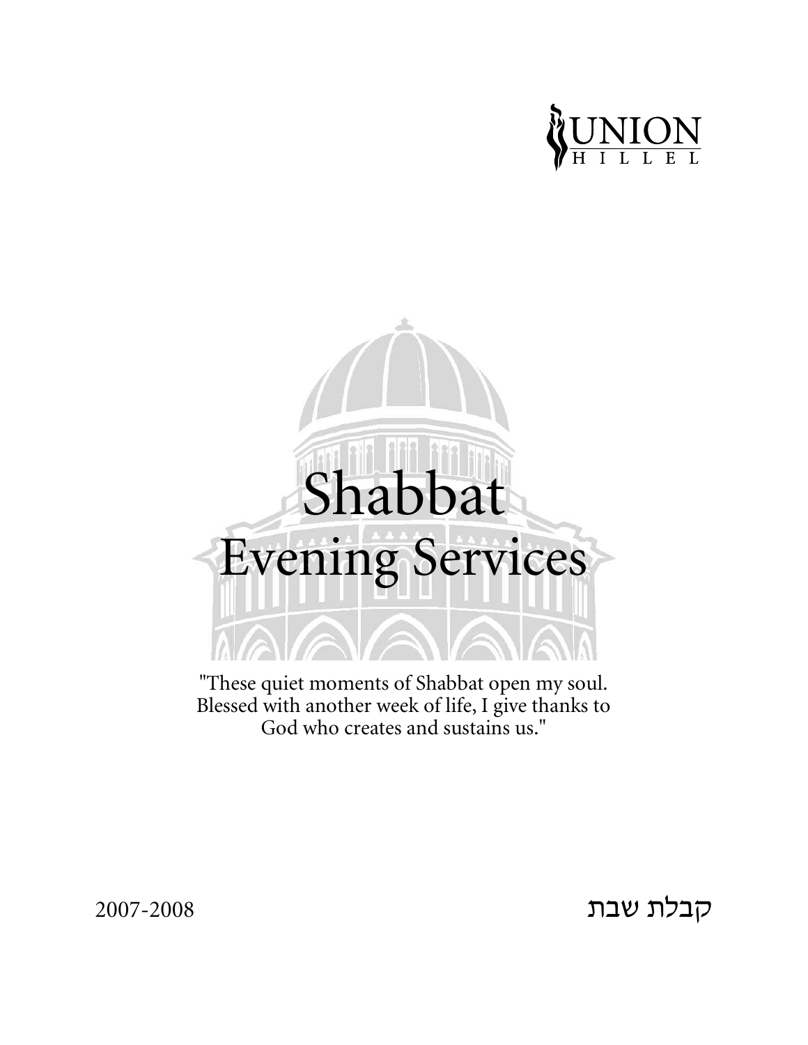UNION HILLEL

# Shabbat
## Evening Services

"These quiet moments of Shabbat open my soul.
Blessed with another week of life, I give thanks to
God who creates and sustains us."

2007-2008

קבלת שבת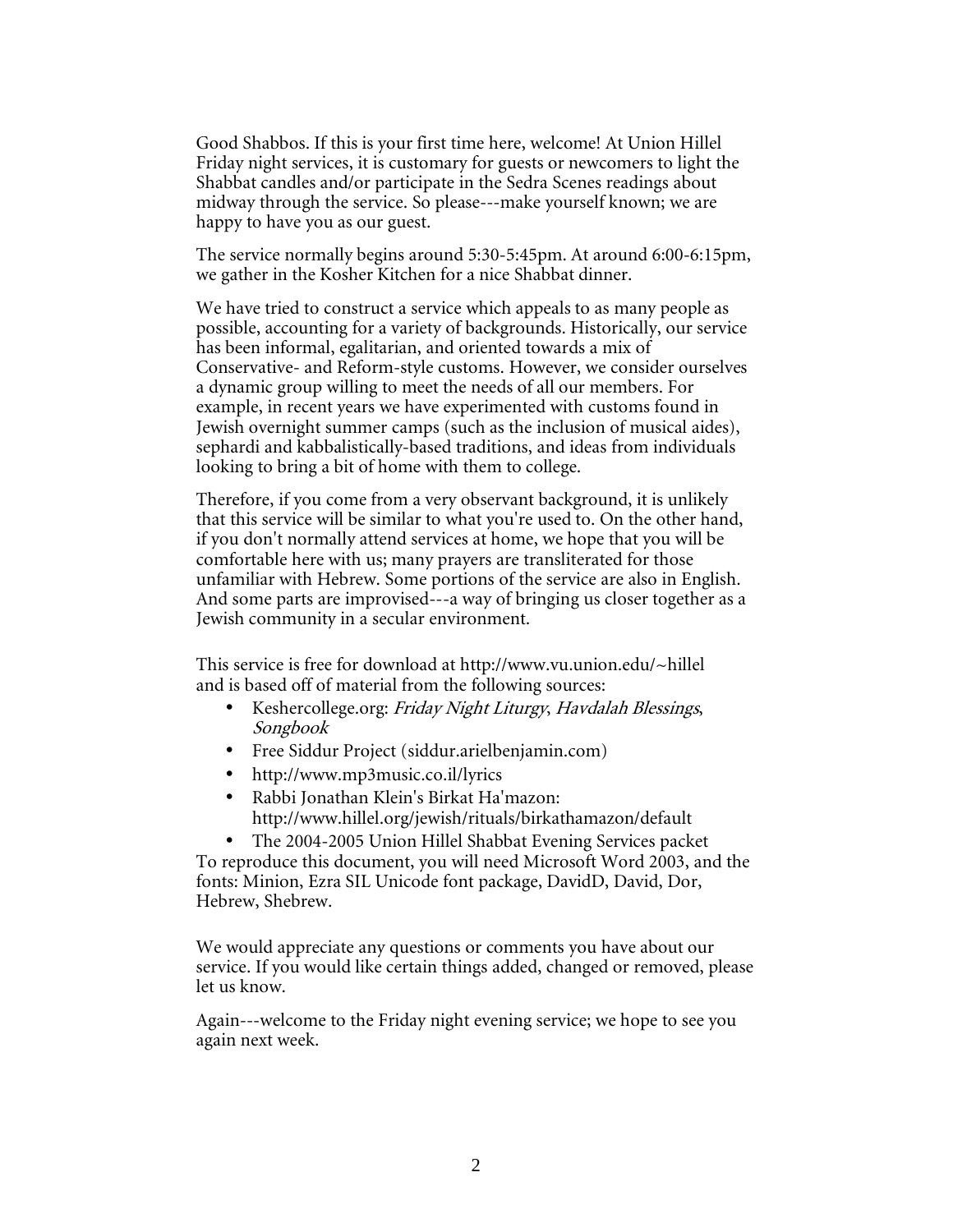Good Shabbos. If this is your first time here, welcome! At Union Hillel Friday night services, it is customary for guests or newcomers to light the Shabbat candles and/or participate in the Sedra Scenes readings about midway through the service. So please---make yourself known; we are happy to have you as our guest.

The service normally begins around 5:30-5:45pm. At around 6:00-6:15pm, we gather in the Kosher Kitchen for a nice Shabbat dinner.

We have tried to construct a service which appeals to as many people as possible, accounting for a variety of backgrounds. Historically, our service has been informal, egalitarian, and oriented towards a mix of Conservative- and Reform-style customs. However, we consider ourselves a dynamic group willing to meet the needs of all our members. For example, in recent years we have experimented with customs found in Jewish overnight summer camps (such as the inclusion of musical aides), sephardi and kabbalistically-based traditions, and ideas from individuals looking to bring a bit of home with them to college.

Therefore, if you come from a very observant background, it is unlikely that this service will be similar to what you're used to. On the other hand, if you don't normally attend services at home, we hope that you will be comfortable here with us; many prayers are transliterated for those unfamiliar with Hebrew. Some portions of the service are also in English. And some parts are improvised---a way of bringing us closer together as a Jewish community in a secular environment.

This service is free for download at http://www.vu.union.edu/~hillel and is based off of material from the following sources:

- Keshercollege.org: *Friday Night Liturgy*, *Havdalah Blessings*, *Songbook*
- Free Siddur Project (siddur.arielbenjamin.com)
- http://www.mp3music.co.il/lyrics
- Rabbi Jonathan Klein's Birkat Ha'mazon: http://www.hillel.org/jewish/rituals/birkathamazon/default
- The 2004-2005 Union Hillel Shabbat Evening Services packet

To reproduce this document, you will need Microsoft Word 2003, and the fonts: Minion, Ezra SIL Unicode font package, DavidD, David, Dor, Hebrew, Shebrew.

We would appreciate any questions or comments you have about our service. If you would like certain things added, changed or removed, please let us know.

Again---welcome to the Friday night evening service; we hope to see you again next week.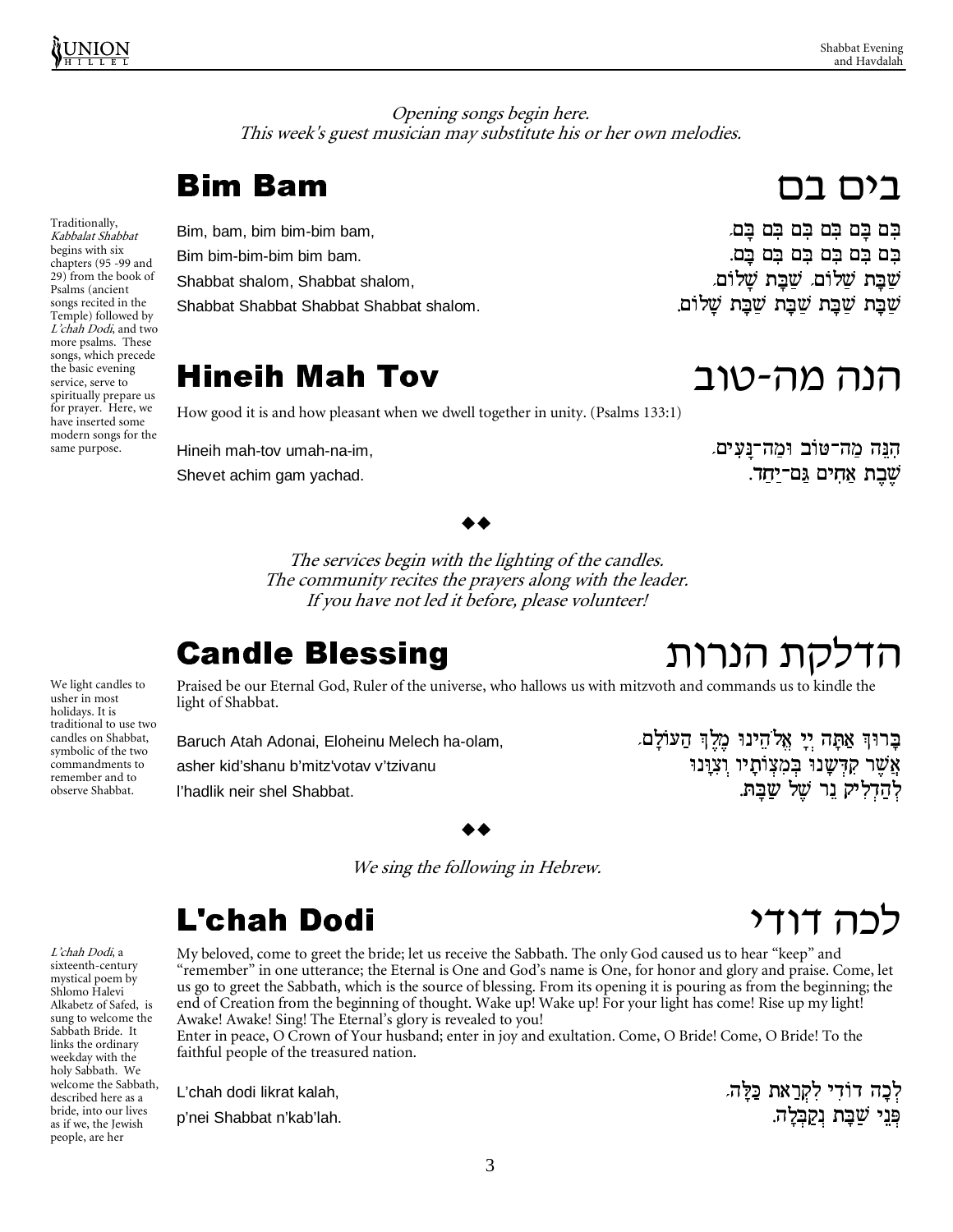*Opening songs begin here.*
*This week's guest musician may substitute his or her own melodies.*

Traditionally, *Kabbalat Shabbat* begins with six chapters (95 -99 and 29) from the book of Psalms (ancient songs recited in the Temple) followed by *L'chah Dodi*, and two more psalms. These songs, which precede the basic evening service, serve to spiritually prepare us for prayer. Here, we have inserted some modern songs for the same purpose.

## Bim Bam — בים בם

Bim, bam, bim bim-bim bam,
Bim bim-bim-bim bim bam.
Shabbat shalom, Shabbat shalom,
Shabbat Shabbat Shabbat Shabbat shalom.

בִּם בָּם בִּם בִּם בִּם בָּם,
בִּם בִּם בִּם בִּם בִּם בָּם.
שַׁבָּת שָׁלוֹם, שַׁבָּת שָׁלוֹם,
שַׁבָּת שַׁבָּת שַׁבָּת שַׁבָּת שָׁלוֹם.

## Hineih Mah Tov — הנה מה-טוב

How good it is and how pleasant when we dwell together in unity. (Psalms 133:1)

Hineih mah-tov umah-na-im,
Shevet achim gam yachad.

הִנֵּה מַה־טּוֹב וּמַה־נָּעִים,
שֶׁבֶת אַחִים גַּם־יָחַד.

◆◆

*The services begin with the lighting of the candles.*
*The community recites the prayers along with the leader.*
*If you have not led it before, please volunteer!*

## Candle Blessing — הדלקת הנרות

We light candles to usher in most holidays. It is traditional to use two candles on Shabbat, symbolic of the two commandments to remember and to observe Shabbat.

Praised be our Eternal God, Ruler of the universe, who hallows us with mitzvoth and commands us to kindle the light of Shabbat.

Baruch Atah Adonai, Eloheinu Melech ha-olam,
asher kid'shanu b'mitz'votav v'tzivanu
l'hadlik neir shel Shabbat.

בָּרוּךְ אַתָּה יְיָ אֱלֹהֵינוּ מֶלֶךְ הָעוֹלָם,
אֲשֶׁר קִדְּשָׁנוּ בְּמִצְוֹתָיו וְצִוָּנוּ
לְהַדְלִיק נֵר שֶׁל שַׁבָּת.

◆◆

*We sing the following in Hebrew.*

## L'chah Dodi — לכה דודי

*L'chah Dodi*, a sixteenth-century mystical poem by Shlomo Halevi Alkabetz of Safed, is sung to welcome the Sabbath Bride. It links the ordinary weekday with the holy Sabbath. We welcome the Sabbath, described here as a bride, into our lives as if we, the Jewish people, are her

My beloved, come to greet the bride; let us receive the Sabbath. The only God caused us to hear "keep" and "remember" in one utterance; the Eternal is One and God's name is One, for honor and glory and praise. Come, let us go to greet the Sabbath, which is the source of blessing. From its opening it is pouring as from the beginning; the end of Creation from the beginning of thought. Wake up! Wake up! For your light has come! Rise up my light! Awake! Awake! Sing! The Eternal's glory is revealed to you!
Enter in peace, O Crown of Your husband; enter in joy and exultation. Come, O Bride! Come, O Bride! To the faithful people of the treasured nation.

L'chah dodi likrat kalah,
p'nei Shabbat n'kab'lah.

לְכָה דוֹדִי לִקְרַאת כַּלָּה,
פְּנֵי שַׁבָּת נְקַבְּלָה.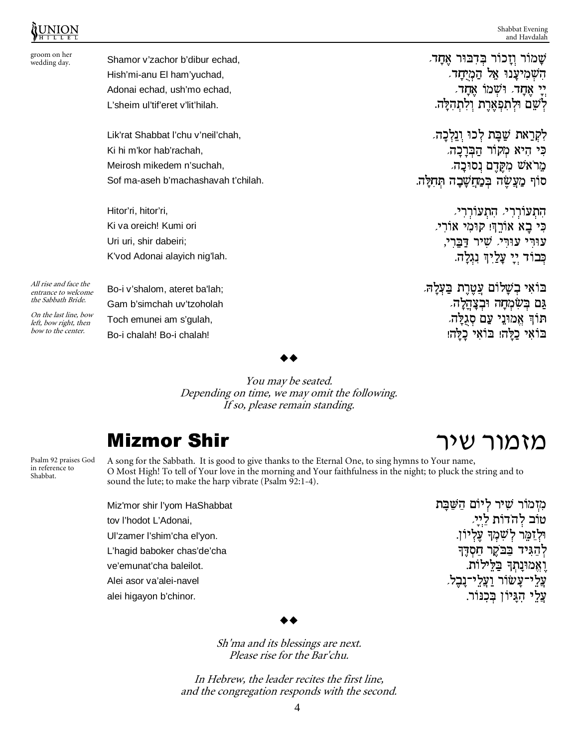groom on her wedding day.

Shamor v'zachor b'dibur echad,
Hish'mi-anu El ham'yuchad,
Adonai echad, ush'mo echad,
L'sheim ul'tif'eret v'lit'hilah.

שָׁמוֹר וְזָכוֹר בְּדִבּוּר אֶחָד,
הִשְׁמִיעָנוּ אֵל הַמְיֻחָד,
יְיָ אֶחָד, וּשְׁמוֹ אֶחָד,
לְשֵׁם וּלְתִפְאֶרֶת וְלִתְהִלָּה.

Lik'rat Shabbat l'chu v'neil'chah,
Ki hi m'kor hab'rachah,
Meirosh mikedem n'suchah,
Sof ma-aseh b'machashavah t'chilah.

לִקְרַאת שַׁבָּת לְכוּ וְנֵלְכָה,
כִּי הִיא מְקוֹר הַבְּרָכָה,
מֵרֹאשׁ מִקֶּדֶם נְסוּכָה,
סוֹף מַעֲשֶׂה בְּמַחֲשָׁבָה תְּחִלָּה.

Hitor'ri, hitor'ri,
Ki va oreich! Kumi ori
Uri uri, shir dabeiri;
K'vod Adonai alayich nig'lah.

הִתְעוֹרְרִי, הִתְעוֹרְרִי,
כִּי בָא אוֹרֵךְ! קוּמִי אוֹרִי,
עוּרִי עוּרִי, שִׁיר דַּבֵּרִי,
כְּבוֹד יְיָ עָלַיִךְ נִגְלָה.

*All rise and face the entrance to welcome the Sabbath Bride.*

*On the last line, bow left, bow right, then bow to the center.*

Bo-i v'shalom, ateret ba'lah;
Gam b'simchah uv'tzoholah
Toch emunei am s'gulah,
Bo-i chalah! Bo-i chalah!

בּוֹאִי בְשָׁלוֹם עֲטֶרֶת בַּעְלָהּ,
גַּם בְּשִׂמְחָה וּבְצָהֳלָה,
תּוֹךְ אֱמוּנֵי עַם סְגֻלָּה,
בּוֹאִי כַלָּה! בּוֹאִי כַלָּה!

◆◆

*You may be seated.*
*Depending on time, we may omit the following.*
*If so, please remain standing.*

## Mizmor Shir — מזמור שיר

Psalm 92 praises God in reference to Shabbat.

A song for the Sabbath. It is good to give thanks to the Eternal One, to sing hymns to Your name, O Most High! To tell of Your love in the morning and Your faithfulness in the night; to pluck the string and to sound the lute; to make the harp vibrate (Psalm 92:1-4).

Miz'mor shir l'yom HaShabbat
tov l'hodot L'Adonai,
Ul'zamer l'shim'cha el'yon.
L'hagid baboker chas'de'cha
ve'emunat'cha baleilot.
Alei asor va'alei-navel
alei higayon b'chinor.

מִזְמוֹר שִׁיר לְיוֹם הַשַּׁבָּת
טוֹב לְהֹדוֹת לַיְיָ,
וּלְזַמֵּר לְשִׁמְךָ עֶלְיוֹן.
לְהַגִּיד בַּבֹּקֶר חַסְדֶּךָ
וֶאֱמוּנָתְךָ בַּלֵּילוֹת.
עֲלֵי־עָשׂוֹר וַעֲלֵי־נָבֶל,
עֲלֵי הִגָּיוֹן בְּכִנּוֹר.

◆◆

*Sh'ma and its blessings are next.*
*Please rise for the Bar'chu.*

*In Hebrew, the leader recites the first line,*
*and the congregation responds with the second.*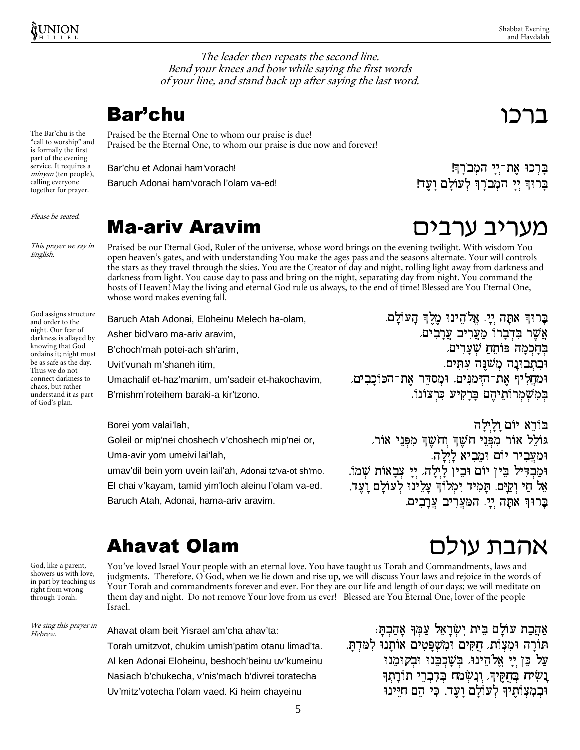*The leader then repeats the second line.*
*Bend your knees and bow while saying the first words of your line, and stand back up after saying the last word.*

## Bar'chu — ברכו

The Bar'chu is the "call to worship" and is formally the first part of the evening service. It requires a *minyan* (ten people), calling everyone together for prayer.

Praised be the Eternal One to whom our praise is due!
Praised be the Eternal One, to whom our praise is due now and forever!

Bar'chu et Adonai ham'vorach!
Baruch Adonai ham'vorach l'olam va-ed!

בָּרְכוּ אֶת־יְיָ הַמְבֹרָךְ!
בָּרוּךְ יְיָ הַמְבֹרָךְ לְעוֹלָם וָעֶד!

*Please be seated.*

## Ma-ariv Aravim — מעריב ערבים

*This prayer we say in English.*

Praised be our Eternal God, Ruler of the universe, whose word brings on the evening twilight. With wisdom You open heaven's gates, and with understanding You make the ages pass and the seasons alternate. Your will controls the stars as they travel through the skies. You are the Creator of day and night, rolling light away from darkness and darkness from light. You cause day to pass and bring on the night, separating day from night. You command the hosts of Heaven! May the living and eternal God rule us always, to the end of time! Blessed are You Eternal One, whose word makes evening fall.

God assigns structure and order to the night. Our fear of darkness is allayed by knowing that God ordains it; night must be as safe as the day. Thus we do not connect darkness to chaos, but rather understand it as part of God's plan.

Baruch Atah Adonai, Eloheinu Melech ha-olam,
Asher bid'varo ma-ariv aravim,
B'choch'mah potei-ach sh'arim,
Uvit'vunah m'shaneh itim,
Umachalif et-haz'manim, um'sadeir et-hakochavim,
B'mishm'roteihem baraki-a kir'tzono.

בָּרוּךְ אַתָּה יְיָ, אֱלֹהֵינוּ מֶלֶךְ הָעוֹלָם,
אֲשֶׁר בִּדְבָרוֹ מַעֲרִיב עֲרָבִים,
בְּחָכְמָה פּוֹתֵחַ שְׁעָרִים,
וּבִתְבוּנָה מְשַׁנֶּה עִתִּים,
וּמַחֲלִיף אֶת־הַזְּמַנִּים, וּמְסַדֵּר אֶת־הַכּוֹכָבִים,
בְּמִשְׁמְרוֹתֵיהֶם בָּרָקִיעַ כִּרְצוֹנוֹ.

Borei yom valai'lah,
Goleil or mip'nei choshech v'choshech mip'nei or,
Uma-avir yom umeivi lai'lah,
umav'dil bein yom uvein lail'ah, Adonai tz'va-ot sh'mo.
El chai v'kayam, tamid yim'loch aleinu l'olam va-ed.
Baruch Atah, Adonai, hama-ariv aravim.

בּוֹרֵא יוֹם וָלָיְלָה
גּוֹלֵל אוֹר מִפְּנֵי חֹשֶׁךְ וְחֹשֶׁךְ מִפְּנֵי אוֹר,
וּמַעֲבִיר יוֹם וּמֵבִיא לָיְלָה,
וּמַבְדִּיל בֵּין יוֹם וּבֵין לָיְלָה, יְיָ צְבָאוֹת שְׁמוֹ.
אֵל חַי וְקַיָּם, תָּמִיד יִמְלוֹךְ עָלֵינוּ לְעוֹלָם וָעֶד.
בָּרוּךְ אַתָּה יְיָ, הַמַּעֲרִיב עֲרָבִים.

## Ahavat Olam — אהבת עולם

God, like a parent, showers us with love, in part by teaching us right from wrong through Torah.

You've loved Israel Your people with an eternal love. You have taught us Torah and Commandments, laws and judgments. Therefore, O God, when we lie down and rise up, we will discuss Your laws and rejoice in the words of Your Torah and commandments forever and ever. For they are our life and length of our days; we will meditate on them day and night. Do not remove Your love from us ever! Blessed are You Eternal One, lover of the people Israel.

*We sing this prayer in Hebrew.*

Ahavat olam beit Yisrael am'cha ahav'ta:
Torah umitzvot, chukim umish'patim otanu limad'ta.
Al ken Adonai Eloheinu, beshoch'beinu uv'kumeinu
Nasiach b'chukecha, v'nis'mach b'divrei toratecha
Uv'mitz'votecha l'olam vaed. Ki heim chayeinu

אַהֲבַת עוֹלָם בֵּית יִשְׂרָאֵל עַמְּךָ אָהָבְתָּ:
תּוֹרָה וּמִצְוֹת, חֻקִּים וּמִשְׁפָּטִים אוֹתָנוּ לִמַּדְתָּ.
עַל כֵּן יְיָ אֱלֹהֵינוּ, בְּשָׁכְבֵנוּ וּבְקוּמֵנוּ
נָשִׂיחַ בְּחֻקֶּיךָ, וְנִשְׂמַח בְּדִבְרֵי תוֹרָתֶךָ
וּבְמִצְוֹתֶיךָ לְעוֹלָם וָעֶד. כִּי הֵם חַיֵּינוּ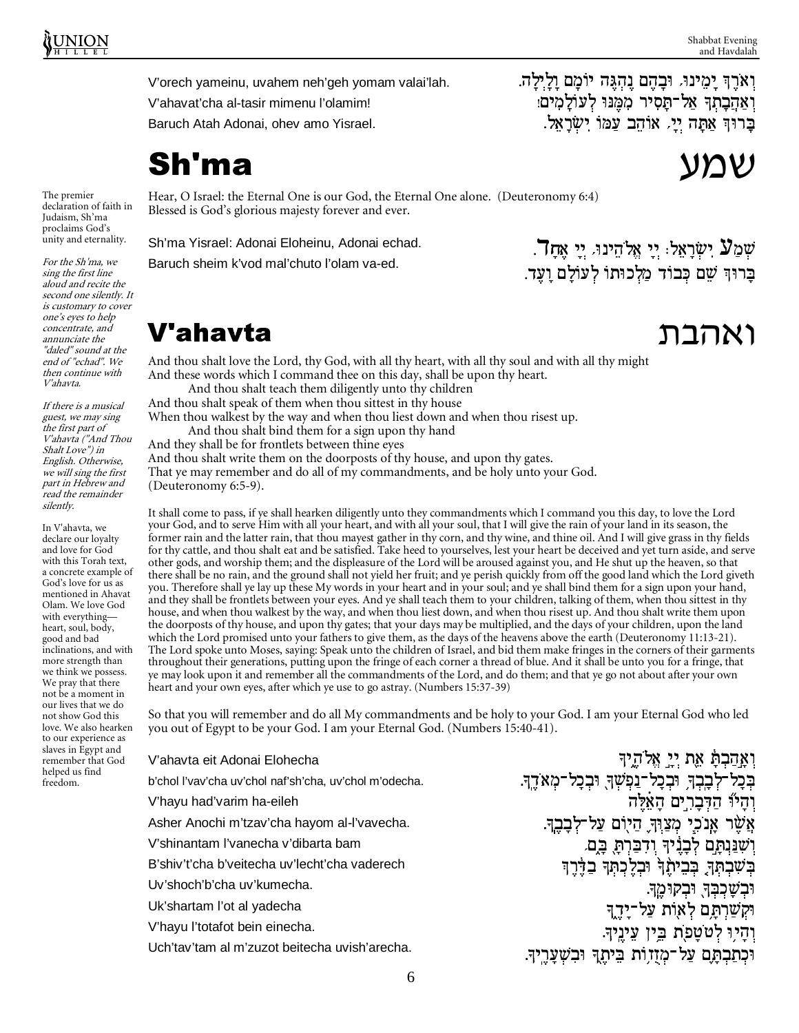V'orech yameinu, uvahem neh'geh yomam valai'lah.
V'ahavat'cha al-tasir mimenu l'olamim!
Baruch Atah Adonai, ohev amo Yisrael.

וְאֹרֶךְ יָמֵינוּ, וּבָהֶם נֶהְגֶּה יוֹמָם וָלָיְלָה.
וְאַהֲבָתְךָ אַל־תָּסִיר מִמֶּנּוּ לְעוֹלָמִים!
בָּרוּךְ אַתָּה יְיָ, אוֹהֵב עַמּוֹ יִשְׂרָאֵל.

# Sh'ma שמע

*The premier declaration of faith in Judaism, Sh'ma proclaims God's unity and eternality.*

*For the Sh'ma, we sing the first line aloud and recite the second one silently. It is customary to cover one's eyes to help concentrate, and annunciate the "daled" sound at the end of "echad". We then continue with V'ahavta.*

Hear, O Israel: the Eternal One is our God, the Eternal One alone. (Deuteronomy 6:4)
Blessed is God's glorious majesty forever and ever.

Sh'ma Yisrael: Adonai Eloheinu, Adonai echad.
Baruch sheim k'vod mal'chuto l'olam va-ed.

שְׁמַע יִשְׂרָאֵל: יְיָ אֱלֹהֵינוּ, יְיָ אֶחָד.
בָּרוּךְ שֵׁם כְּבוֹד מַלְכוּתוֹ לְעוֹלָם וָעֶד.

# V'ahavta ואהבת

*If there is a musical guest, we may sing the first part of V'ahavta ("And Thou Shalt Love") in English. Otherwise, we will sing the first part in Hebrew and read the remainder silently.*

*In V'ahavta, we declare our loyalty and love for God with this Torah text, a concrete example of God's love for us as mentioned in Ahavat Olam. We love God with everything—heart, soul, body, good and bad inclinations, and with more strength than we think we possess. We pray that there not be a moment in our lives that we do not show God this love. We also hearken to our experience as slaves in Egypt and remember that God helped us find freedom.*

And thou shalt love the Lord, thy God, with all thy heart, with all thy soul and with all thy might
And these words which I command thee on this day, shall be upon thy heart.
And thou shalt teach them diligently unto thy children
And thou shalt speak of them when thou sittest in thy house
When thou walkest by the way and when thou liest down and when thou risest up.
And thou shalt bind them for a sign upon thy hand
And they shall be for frontlets between thine eyes
And thou shalt write them on the doorposts of thy house, and upon thy gates.
That ye may remember and do all of my commandments, and be holy unto your God.
(Deuteronomy 6:5-9).

It shall come to pass, if ye shall hearken diligently unto they commandments which I command you this day, to love the Lord your God, and to serve Him with all your heart, and with all your soul, that I will give the rain of your land in its season, the former rain and the latter rain, that thou mayest gather in thy corn, and thy wine, and thine oil. And I will give grass in thy fields for thy cattle, and thou shalt eat and be satisfied. Take heed to yourselves, lest your heart be deceived and yet turn aside, and serve other gods, and worship them; and the displeasure of the Lord will be aroused against you, and He shut up the heaven, so that there shall be no rain, and the ground shall not yield her fruit; and ye perish quickly from off the good land which the Lord giveth you. Therefore shall ye lay up these My words in your heart and in your soul; and ye shall bind them for a sign upon your hand, and they shall be frontlets between your eyes. And ye shall teach them to your children, talking of them, when thou sittest in thy house, and when thou walkest by the way, and when thou liest down, and when thou risest up. And thou shalt write them upon the doorposts of thy house, and upon thy gates; that your days may be multiplied, and the days of your children, upon the land which the Lord promised unto your fathers to give them, as the days of the heavens above the earth (Deuteronomy 11:13-21). The Lord spoke unto Moses, saying: Speak unto the children of Israel, and bid them make fringes in the corners of their garments throughout their generations, putting upon the fringe of each corner a thread of blue. And it shall be unto you for a fringe, that ye may look upon it and remember all the commandments of the Lord, and do them; and that ye go not about after your own heart and your own eyes, after which ye use to go astray. (Numbers 15:37-39)

So that you will remember and do all My commandments and be holy to your God. I am your Eternal God who led you out of Egypt to be your God. I am your Eternal God. (Numbers 15:40-41).

V'ahavta eit Adonai Elohecha
b'chol l'vav'cha uv'chol naf'sh'cha, uv'chol m'odecha.
V'hayu had'varim ha-eileh
Asher Anochi m'tzav'cha hayom al-l'vavecha.
V'shinantam l'vanecha v'dibarta bam
B'shiv't'cha b'veitecha uv'lecht'cha vaderech
Uv'shoch'b'cha uv'kumecha.
Uk'shartam l'ot al yadecha
V'hayu l'totafot bein einecha.
Uch'tav'tam al m'zuzot beitecha uvish'arecha.

וְאָהַבְתָּ אֵת יְיָ אֱלֹהֶיךָ
בְּכָל־לְבָבְךָ וּבְכָל־נַפְשְׁךָ וּבְכָל־מְאֹדֶךָ.
וְהָיוּ הַדְּבָרִים הָאֵלֶּה
אֲשֶׁר אָנֹכִי מְצַוְּךָ הַיּוֹם עַל־לְבָבֶךָ.
וְשִׁנַּנְתָּם לְבָנֶיךָ וְדִבַּרְתָּ בָּם,
בְּשִׁבְתְּךָ בְּבֵיתֶךָ וּבְלֶכְתְּךָ בַדֶּרֶךְ
וּבְשָׁכְבְּךָ וּבְקוּמֶךָ.
וּקְשַׁרְתָּם לְאוֹת עַל־יָדֶךָ
וְהָיוּ לְטֹטָפֹת בֵּין עֵינֶיךָ.
וּכְתַבְתָּם עַל־מְזֻזוֹת בֵּיתֶךָ וּבִשְׁעָרֶיךָ.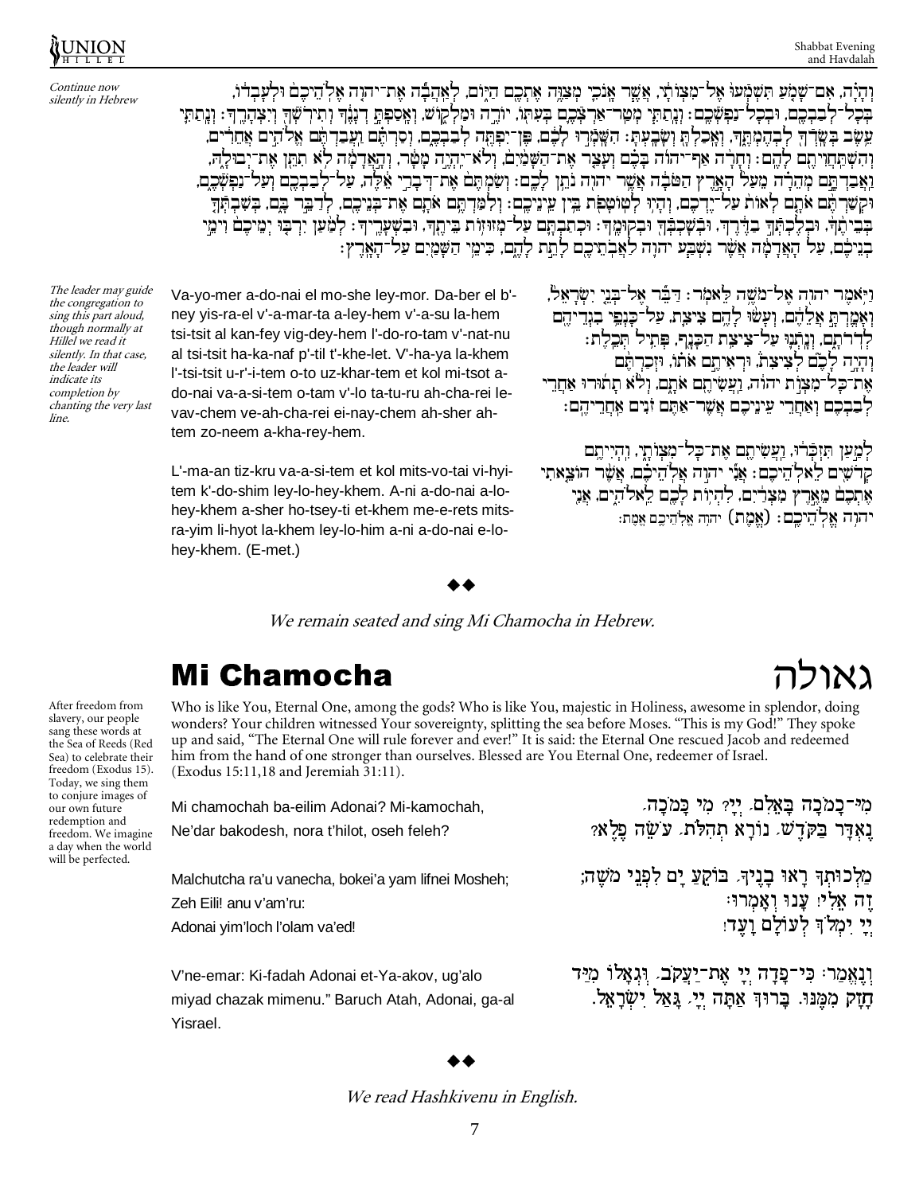*Continue now silently in Hebrew*

וְהָיָה, אִם־שָׁמֹעַ תִּשְׁמְעוּ אֶל־מִצְוֹתַי, אֲשֶׁר אָנֹכִי מְצַוֶּה אֶתְכֶם הַיּוֹם, לְאַהֲבָה אֶת־יהוה אֱלֹהֵיכֶם וּלְעָבְדוֹ, בְּכָל־לְבַבְכֶם, וּבְכָל־נַפְשְׁכֶם: וְנָתַתִּי מְטַר־אַרְצְכֶם בְּעִתּוֹ, יוֹרֶה וּמַלְקוֹשׁ, וְאָסַפְתָּ דְגָנֶךָ וְתִירֹשְׁךָ וְיִצְהָרֶךָ: וְנָתַתִּי עֵשֶׂב בְּשָׂדְךָ לִבְהֶמְתֶּךָ, וְאָכַלְתָּ וְשָׂבָעְתָּ: הִשָּׁמְרוּ לָכֶם, פֶּן־יִפְתֶּה לְבַבְכֶם, וְסַרְתֶּם וַעֲבַדְתֶּם אֱלֹהִים אֲחֵרִים, וְהִשְׁתַּחֲוִיתֶם לָהֶם: וְחָרָה אַף־יהוה בָּכֶם וְעָצַר אֶת־הַשָּׁמַיִם, וְלֹא־יִהְיֶה מָטָר, וְהָאֲדָמָה לֹא תִתֵּן אֶת־יְבוּלָהּ, וַאֲבַדְתֶּם מְהֵרָה מֵעַל הָאָרֶץ הַטֹּבָה אֲשֶׁר יהוה נֹתֵן לָכֶם: וְשַׂמְתֶּם אֶת־דְּבָרַי אֵלֶּה, עַל־לְבַבְכֶם וְעַל־נַפְשְׁכֶם, וּקְשַׁרְתֶּם אֹתָם לְאוֹת עַל־יֶדְכֶם, וְהָיוּ לְטוֹטָפֹת בֵּין עֵינֵיכֶם: וְלִמַּדְתֶּם אֹתָם אֶת־בְּנֵיכֶם, לְדַבֵּר בָּם, בְּשִׁבְתְּךָ בְּבֵיתֶךָ, וּבְלֶכְתְּךָ בַדֶּרֶךְ, וּבְשָׁכְבְּךָ וּבְקוּמֶךָ: וּכְתַבְתָּם עַל־מְזוּזוֹת בֵּיתֶךָ, וּבִשְׁעָרֶיךָ: לְמַעַן יִרְבּוּ יְמֵיכֶם וִימֵי בְנֵיכֶם, עַל הָאֲדָמָה אֲשֶׁר נִשְׁבַּע יהוה לַאֲבֹתֵיכֶם לָתֵת לָהֶם, כִּימֵי הַשָּׁמַיִם עַל־הָאָרֶץ:

*The leader may guide the congregation to sing this part aloud, though normally at Hillel we read it silently. In that case, the leader will indicate its completion by chanting the very last line.*

וַיֹּאמֶר יהוה אֶל־מֹשֶׁה לֵּאמֹר: דַּבֵּר אֶל־בְּנֵי יִשְׂרָאֵל, וְאָמַרְתָּ אֲלֵהֶם, וְעָשׂוּ לָהֶם צִיצִת, עַל־כַּנְפֵי בִגְדֵיהֶם לְדֹרֹתָם, וְנָתְנוּ עַל־צִיצִת הַכָּנָף, פְּתִיל תְּכֵלֶת: וְהָיָה לָכֶם לְצִיצִת, וּרְאִיתֶם אֹתוֹ, וּזְכַרְתֶּם אֶת־כָּל־מִצְוֹת יהוה, וַעֲשִׂיתֶם אֹתָם, וְלֹא תָתוּרוּ אַחֲרֵי לְבַבְכֶם וְאַחֲרֵי עֵינֵיכֶם אֲשֶׁר־אַתֶּם זֹנִים אַחֲרֵיהֶם:

Va-yo-mer a-do-nai el mo-she ley-mor. Da-ber el b'-ney yis-ra-el v'-a-mar-ta a-ley-hem v'-a-su la-hem tsi-tsit al kan-fey vig-dey-hem l'-do-ro-tam v'-nat-nu al tsi-tsit ha-ka-naf p'-til t'-khe-let. V'-ha-ya la-khem l'-tsi-tsit u-r'-i-tem o-to uz-khar-tem et kol mi-tsot a-do-nai va-a-si-tem o-tam v'-lo ta-tu-ru ah-cha-rei le-vav-chem ve-ah-cha-rei ei-nay-chem ah-sher ah-tem zo-neem a-kha-rey-hem.

לְמַעַן תִּזְכְּרוּ, וַעֲשִׂיתֶם אֶת־כָּל־מִצְוֹתָי, וִהְיִיתֶם קְדֹשִׁים לֵאלֹהֵיכֶם: אֲנִי יהוה אֱלֹהֵיכֶם, אֲשֶׁר הוֹצֵאתִי אֶתְכֶם מֵאֶרֶץ מִצְרַיִם, לִהְיוֹת לָכֶם לֵאלֹהִים, אֲנִי יהוה אֱלֹהֵיכֶם: (אֱמֶת) יהוה אֱלֹהֵיכֶם אֱמֶת.

L'-ma-an tiz-kru va-a-si-tem et kol mits-vo-tai vi-hyi-tem k'-do-shim ley-lo-hey-khem. A-ni a-do-nai a-lo-hey-khem a-sher ho-tsey-ti et-khem me-e-rets mits-ra-yim li-hyot la-khem ley-lo-him a-ni a-do-nai e-lo-hey-khem. (E-met.)

◆◆

*We remain seated and sing Mi Chamocha in Hebrew.*

## Mi Chamocha — גאולה

*After freedom from slavery, our people sang these words at the Sea of Reeds (Red Sea) to celebrate their freedom (Exodus 15). Today, we sing them to conjure images of our own future redemption and freedom. We imagine a day when the world will be perfected.*

Who is like You, Eternal One, among the gods? Who is like You, majestic in Holiness, awesome in splendor, doing wonders? Your children witnessed Your sovereignty, splitting the sea before Moses. "This is my God!" They spoke up and said, "The Eternal One will rule forever and ever!" It is said: the Eternal One rescued Jacob and redeemed him from the hand of one stronger than ourselves. Blessed are You Eternal One, redeemer of Israel. (Exodus 15:11,18 and Jeremiah 31:11).

מִי־כָמֹכָה בָּאֵלִם, יְיָ? מִי כָּמֹכָה, נֶאְדָּר בַּקֹּדֶשׁ, נוֹרָא תְהִלֹּת, עֹשֵׂה פֶלֶא?

Mi chamochah ba-eilim Adonai? Mi-kamochah,
Ne'dar bakodesh, nora t'hilot, oseh feleh?

מַלְכוּתְךָ רָאוּ בָנֶיךָ, בּוֹקֵעַ יָם לִפְנֵי מֹשֶׁה;
זֶה אֵלִי! עָנוּ וְאָמְרוּ:
יְיָ יִמְלֹךְ לְעוֹלָם וָעֶד!

Malchutcha ra'u vanecha, bokei'a yam lifnei Mosheh;
Zeh Eili! anu v'am'ru:
Adonai yim'loch l'olam va'ed!

וְנֶאֱמַר: כִּי־פָדָה יְיָ אֶת־יַעֲקֹב, וּגְאָלוֹ מִיַּד חָזָק מִמֶּנּוּ. בָּרוּךְ אַתָּה יְיָ, גָּאַל יִשְׂרָאֵל.

V'ne-emar: Ki-fadah Adonai et-Ya-akov, ug'alo miyad chazak mimenu." Baruch Atah, Adonai, ga-al Yisrael.

◆◆

*We read Hashkivenu in English.*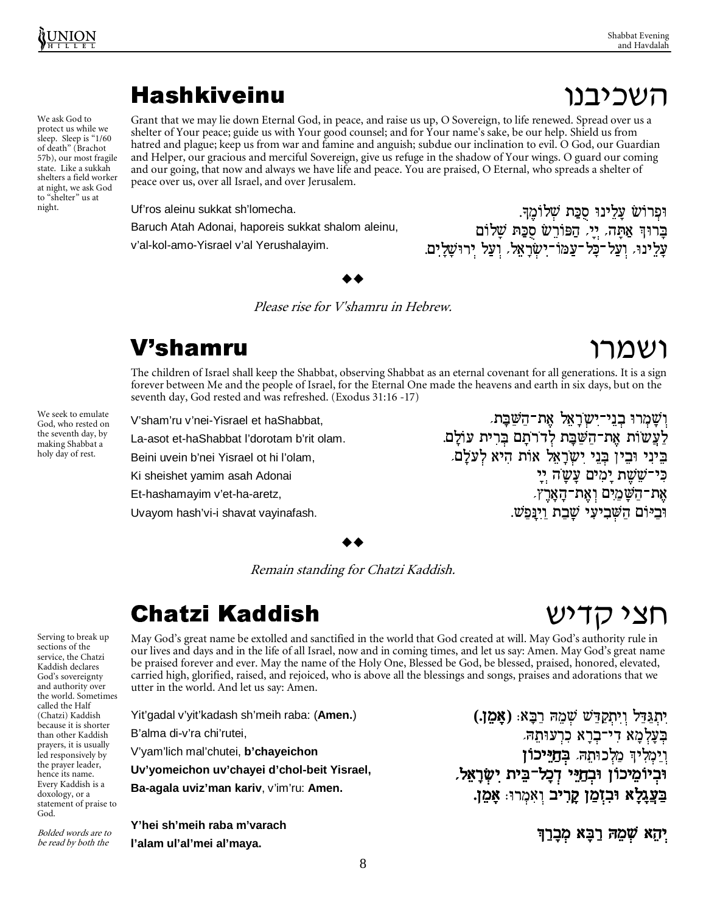## Hashkiveinu השכיבנו

We ask God to protect us while we sleep. Sleep is "1/60 of death" (Brachot 57b), our most fragile state. Like a sukkah shelters a field worker at night, we ask God to "shelter" us at night.

Grant that we may lie down Eternal God, in peace, and raise us up, O Sovereign, to life renewed. Spread over us a shelter of Your peace; guide us with Your good counsel; and for Your name's sake, be our help. Shield us from hatred and plague; keep us from war and famine and anguish; subdue our inclination to evil. O God, our Guardian and Helper, our gracious and merciful Sovereign, give us refuge in the shadow of Your wings. O guard our coming and our going, that now and always we have life and peace. You are praised, O Eternal, who spreads a shelter of peace over us, over all Israel, and over Jerusalem.

Uf'ros aleinu sukkat sh'lomecha.
Baruch Atah Adonai, haporeis sukkat shalom aleinu,
v'al-kol-amo-Yisrael v'al Yerushalayim.

וּפְרוֹשׂ עָלֵינוּ סֻכַּת שְׁלוֹמֶךָ.
בָּרוּךְ אַתָּה, יְיָ, הַפּוֹרֵשׂ סֻכַּת שָׁלוֹם
עָלֵינוּ, וְעַל־כָּל־עַמּוֹ־יִשְׂרָאֵל, וְעַל יְרוּשָׁלָיִם.

◆◆

*Please rise for V'shamru in Hebrew.*

## V'shamru ושמרו

We seek to emulate God, who rested on the seventh day, by making Shabbat a holy day of rest.

The children of Israel shall keep the Shabbat, observing Shabbat as an eternal covenant for all generations. It is a sign forever between Me and the people of Israel, for the Eternal One made the heavens and earth in six days, but on the seventh day, God rested and was refreshed. (Exodus 31:16 -17)

V'sham'ru v'nei-Yisrael et haShabbat,
La-asot et-haShabbat l'dorotam b'rit olam.
Beini uvein b'nei Yisrael ot hi l'olam,
Ki sheishet yamim asah Adonai
Et-hashamayim v'et-ha-aretz,
Uvayom hash'vi-i shavat vayinafash.

וְשָׁמְרוּ בְנֵי־יִשְׂרָאֵל אֶת־הַשַּׁבָּת,
לַעֲשׂוֹת אֶת־הַשַּׁבָּת לְדֹרֹתָם בְּרִית עוֹלָם.
בֵּינִי וּבֵין בְּנֵי יִשְׂרָאֵל אוֹת הִיא לְעֹלָם,
כִּי־שֵׁשֶׁת יָמִים עָשָׂה יְיָ
אֶת־הַשָּׁמַיִם וְאֶת־הָאָרֶץ,
וּבַיּוֹם הַשְּׁבִיעִי שָׁבַת וַיִּנָּפַשׁ.

◆◆

*Remain standing for Chatzi Kaddish.*

## Chatzi Kaddish חצי קדיש

Serving to break up sections of the service, the Chatzi Kaddish declares God's sovereignty and authority over the world. Sometimes called the Half (Chatzi) Kaddish because it is shorter than other Kaddish prayers, it is usually led responsively by the prayer leader, hence its name. Every Kaddish is a doxology, or a statement of praise to God.

*Bolded words are to be read by both the*

May God's great name be extolled and sanctified in the world that God created at will. May God's authority rule in our lives and days and in the life of all Israel, now and in coming times, and let us say: Amen. May God's great name be praised forever and ever. May the name of the Holy One, Blessed be God, be blessed, praised, honored, elevated, carried high, glorified, raised, and rejoiced, who is above all the blessings and songs, praises and adorations that we utter in the world. And let us say: Amen.

Yit'gadal v'yit'kadash sh'meih raba: (**Amen.**)
B'alma di-v'ra chi'rutei,
V'yam'lich mal'chutei, **b'chayeichon**
**Uv'yomeichon uv'chayei d'chol-beit Yisrael,**
**Ba-agala uviz'man kariv**, v'im'ru: **Amen.**

יִתְגַּדַּל וְיִתְקַדַּשׁ שְׁמֵהּ רַבָּא: **(אָמֵן.)**
בְּעָלְמָא דִּי־בְרָא כִרְעוּתֵהּ,
וְיַמְלִיךְ מַלְכוּתֵהּ, **בְּחַיֵּיכוֹן**
**וּבְיוֹמֵיכוֹן וּבְחַיֵּי דְכָל־בֵּית יִשְׂרָאֵל,**
**בַּעֲגָלָא וּבִזְמַן קָרִיב** וְאִמְרוּ: **אָמֵן.**

**Y'hei sh'meih raba m'varach**
**l'alam ul'al'mei al'maya.**

**יְהֵא שְׁמֵהּ רַבָּא מְבָרַךְ**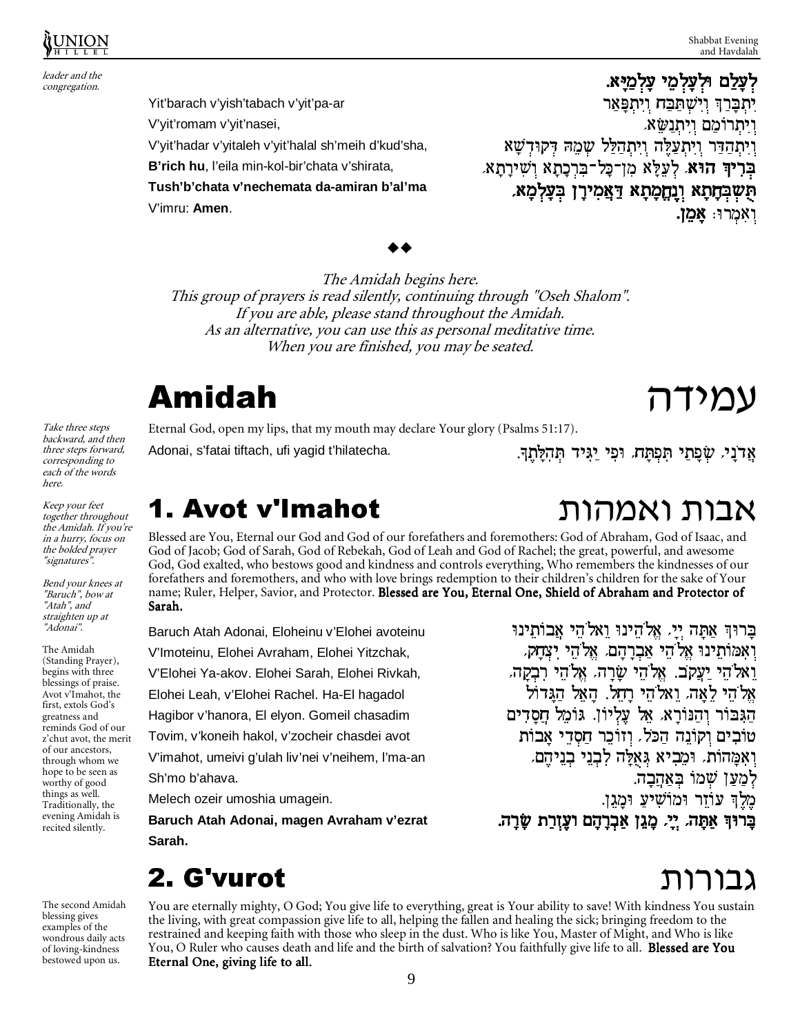*leader and the congregation.*

לְעָלַם וּלְעָלְמֵי עָלְמַיָּא.

Yit'barach v'yish'tabach v'yit'pa-ar
V'yit'romam v'yit'nasei,
V'yit'hadar v'yitaleh v'yit'halal sh'meih d'kud'sha,
**B'rich hu**, l'eila min-kol-bir'chata v'shirata,
**Tush'b'chata v'nechemata da-amiran b'al'ma**
V'imru: **Amen**.

יִתְבָּרַךְ וְיִשְׁתַּבַּח וְיִתְפָּאַר
וְיִתְרוֹמַם וְיִתְנַשֵּׂא,
וְיִתְהַדַּר וְיִתְעַלֶּה וְיִתְהַלַּל שְׁמֵהּ דְּקוּדְשָׁא
**בְּרִיךְ הוּא**, לְעֵלָּא מִן־כָּל־בִּרְכָתָא וְשִׁירָתָא,
**תֻּשְׁבְּחָתָא וְנֶחֱמָתָא דַּאֲמִירָן בְּעָלְמָא**,
וְאִמְרוּ: **אָמֵן.**

◆◆

*The Amidah begins here.*
*This group of prayers is read silently, continuing through "Oseh Shalom".*
*If you are able, please stand throughout the Amidah.*
*As an alternative, you can use this as personal meditative time.*
*When you are finished, you may be seated.*

# Amidah — עמידה

*Take three steps backward, and then three steps forward, corresponding to each of the words here.*

Eternal God, open my lips, that my mouth may declare Your glory (Psalms 51:17).

Adonai, s'fatai tiftach, ufi yagid t'hilatecha.

אֲדֹנָי, שְׂפָתַי תִּפְתָּח, וּפִי יַגִּיד תְּהִלָּתֶךָ.

## 1. Avot v'Imahot — אבות ואמהות

*Keep your feet together throughout the Amidah. If you're in a hurry, focus on the bolded prayer "signatures".*

*Bend your knees at "Baruch", bow at "Atah", and straighten up at "Adonai".*

The Amidah (Standing Prayer), begins with three blessings of praise. Avot v'Imahot, the first, extols God's greatness and reminds God of our z'chut avot, the merit of our ancestors, through whom we hope to be seen as worthy of good things as well. Traditionally, the evening Amidah is recited silently.

Blessed are You, Eternal our God and God of our forefathers and foremothers: God of Abraham, God of Isaac, and God of Jacob; God of Sarah, God of Rebekah, God of Leah and God of Rachel; the great, powerful, and awesome God, God exalted, who bestows good and kindness and controls everything, Who remembers the kindnesses of our forefathers and foremothers, and who with love brings redemption to their children's children for the sake of Your name; Ruler, Helper, Savior, and Protector. **Blessed are You, Eternal One, Shield of Abraham and Protector of Sarah.**

Baruch Atah Adonai, Eloheinu v'Elohei avoteinu
V'Imoteinu, Elohei Avraham, Elohei Yitzchak,
V'Elohei Ya-akov. Elohei Sarah, Elohei Rivkah,
Elohei Leah, v'Elohei Rachel. Ha-El hagadol
Hagibor v'hanora, El elyon. Gomeil chasadim
Tovim, v'koneih hakol, v'zocheir chasdei avot
V'imahot, umeivi g'ulah liv'nei v'neihem, l'ma-an
Sh'mo b'ahava.
Melech ozeir umoshia umagein.
**Baruch Atah Adonai, magen Avraham v'ezrat Sarah.**

בָּרוּךְ אַתָּה יְיָ, אֱלֹהֵינוּ וֵאלֹהֵי אֲבוֹתֵינוּ
וְאִמּוֹתֵינוּ אֱלֹהֵי אַבְרָהָם, אֱלֹהֵי יִצְחָק,
וֵאלֹהֵי יַעֲקֹב. אֱלֹהֵי שָׂרָה, אֱלֹהֵי רִבְקָה,
אֱלֹהֵי לֵאָה, וֵאלֹהֵי רָחֵל. הָאֵל הַגָּדוֹל
הַגִּבּוֹר וְהַנּוֹרָא, אֵל עֶלְיוֹן. גּוֹמֵל חֲסָדִים
טוֹבִים וְקוֹנֵה הַכֹּל, וְזוֹכֵר חַסְדֵי אָבוֹת
וְאִמָּהוֹת, וּמֵבִיא גְּאֻלָּה לִבְנֵי בְנֵיהֶם,
לְמַעַן שְׁמוֹ בְּאַהֲבָה.
מֶלֶךְ עוֹזֵר וּמוֹשִׁיעַ וּמָגֵן.
**בָּרוּךְ אַתָּה, יְיָ, מָגֵן אַבְרָהָם וְעֶזְרַת שָׂרָה.**

## 2. G'vurot — גבורות

*The second Amidah blessing gives examples of the wondrous daily acts of loving-kindness bestowed upon us.*

You are eternally mighty, O God; You give life to everything, great is Your ability to save! With kindness You sustain the living, with great compassion give life to all, helping the fallen and healing the sick; bringing freedom to the restrained and keeping faith with those who sleep in the dust. Who is like You, Master of Might, and Who is like You, O Ruler who causes death and life and the birth of salvation? You faithfully give life to all. **Blessed are You Eternal One, giving life to all.**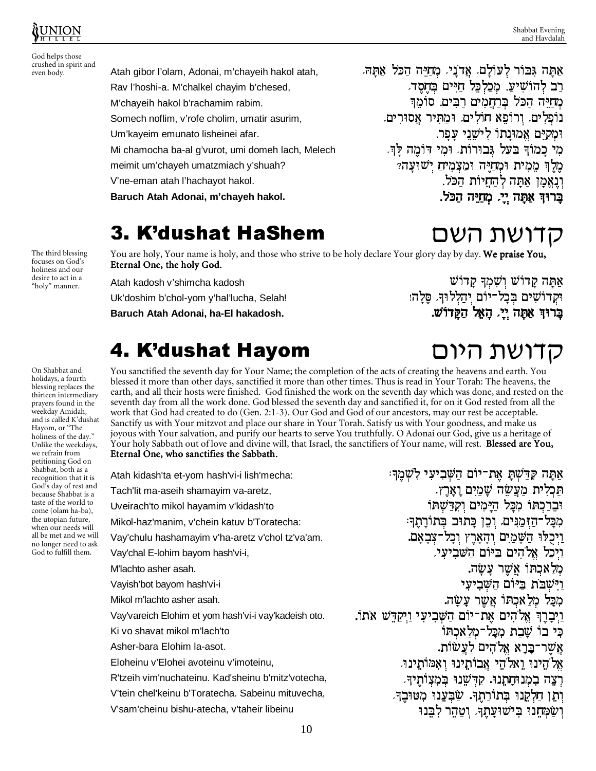God helps those crushed in spirit and even body.

Atah gibor l'olam, Adonai, m'chayeih hakol atah,
Rav l'hoshi-a. M'chalkel chayim b'chesed,
M'chayeih hakol b'rachamim rabim.
Somech noflim, v'rofe cholim, umatir asurim,
Um'kayeim emunato lisheinei afar.
Mi chamocha ba-al g'vurot, umi domeh lach, Melech meimit um'chayeh umatzmiach y'shuah?
V'ne-eman atah l'hachayot hakol.
**Baruch Atah Adonai, m'chayeh hakol.**

אַתָּה גִּבּוֹר לְעוֹלָם, אֲדֹנָי, מְחַיֵּה הַכֹּל אַתָּה,
רַב לְהוֹשִׁיעַ. מְכַלְכֵּל חַיִּים בְּחֶסֶד,
מְחַיֵּה הַכֹּל בְּרַחֲמִים רַבִּים. סוֹמֵךְ
נוֹפְלִים, וְרוֹפֵא חוֹלִים, וּמַתִּיר אֲסוּרִים,
וּמְקַיֵּם אֱמוּנָתוֹ לִישֵׁנֵי עָפָר.
מִי כָמוֹךָ בַּעַל גְּבוּרוֹת, וּמִי דּוֹמֶה לָּךְ,
מֶלֶךְ מֵמִית וּמְחַיֶּה וּמַצְמִיחַ יְשׁוּעָה?
וְנֶאֱמָן אַתָּה לְהַחֲיוֹת הַכֹּל.
**בָּרוּךְ אַתָּה יְיָ, מְחַיֵּה הַכֹּל.**

## 3. K'dushat HaShem — קדושת השם

The third blessing focuses on God's holiness and our desire to act in a "holy" manner.

You are holy, Your name is holy, and those who strive to be holy declare Your glory day by day. **We praise You, Eternal One, the holy God.**

Atah kadosh v'shimcha kadosh
Uk'doshim b'chol-yom y'hal'lucha, Selah!
**Baruch Atah Adonai, ha-El hakadosh.**

אַתָּה קָדוֹשׁ וְשִׁמְךָ קָדוֹשׁ
וּקְדוֹשִׁים בְּכָל־יוֹם יְהַלְלוּךָ, סֶּלָה:
**בָּרוּךְ אַתָּה יְיָ, הָאֵל הַקָּדוֹשׁ.**

## 4. K'dushat Hayom — קדושת היום

On Shabbat and holidays, a fourth blessing replaces the thirteen intermediary prayers found in the weekday Amidah, and is called K'dushat Hayom, or "The holiness of the day." Unlike the weekdays, we refrain from petitioning God on Shabbat, both as a recognition that it is God's day of rest and because Shabbat is a taste of the world to come (olam ha-ba), the utopian future, when our needs will all be met and we will no longer need to ask God to fulfill them.

You sanctified the seventh day for Your Name; the completion of the acts of creating the heavens and earth. You blessed it more than other days, sanctified it more than other times. Thus is read in Your Torah: The heavens, the earth, and all their hosts were finished. God finished the work on the seventh day which was done, and rested on the seventh day from all the work done. God blessed the seventh day and sanctified it, for on it God rested from all the work that God had created to do (Gen. 2:1-3). Our God and God of our ancestors, may our rest be acceptable. Sanctify us with Your mitzvot and place our share in Your Torah. Satisfy us with Your goodness, and make us joyous with Your salvation, and purify our hearts to serve You truthfully. O Adonai our God, give us a heritage of Your holy Sabbath out of love and divine will, that Israel, the sanctifiers of Your name, will rest. **Blessed are You, Eternal One, who sanctifies the Sabbath.**

Atah kidash'ta et-yom hash'vi-i lish'mecha:
Tach'lit ma-aseih shamayim va-aretz,
Uveirach'to mikol hayamim v'kidash'to
Mikol-haz'manim, v'chein katuv b'Toratecha:
Vay'chulu hashamayim v'ha-aretz v'chol tz'va'am.
Vay'chal E-lohim bayom hash'vi-i,
M'lachto asher asah.
Vayish'bot bayom hash'vi-i
Mikol m'lachto asher asah.
Vay'vareich Elohim et yom hash'vi-i vay'kadeish oto.
Ki vo shavat mikol m'lach'to
Asher-bara Elohim la-asot.
Eloheinu v'Elohei avoteinu v'imoteinu,
R'tzeih vim'nuchateinu. Kad'sheinu b'mitz'votecha,
V'tein chel'keinu b'Toratecha. Sabeinu mituvecha,
V'sam'cheinu bishu-atecha, v'taheir libeinu

אַתָּה קִדַּשְׁתָּ אֶת־יוֹם הַשְּׁבִיעִי לִשְׁמֶךָ:
תַּכְלִית מַעֲשֵׂה שָׁמַיִם וָאָרֶץ,
וּבֵרַכְתּוֹ מִכָּל הַיָּמִים וְקִדַּשְׁתּוֹ
מִכָּל־הַזְּמַנִּים, וְכֵן כָּתוּב בְּתוֹרָתֶךָ:
וַיְכֻלּוּ הַשָּׁמַיִם וְהָאָרֶץ וְכָל־צְבָאָם.
וַיְכַל אֱלֹהִים בַּיּוֹם הַשְּׁבִיעִי,
מְלַאכְתּוֹ אֲשֶׁר עָשָׂה.
וַיִּשְׁבֹּת בַּיּוֹם הַשְּׁבִיעִי
מִכָּל מְלַאכְתּוֹ אֲשֶׁר עָשָׂה.
וַיְבָרֶךְ אֱלֹהִים אֶת־יוֹם הַשְּׁבִיעִי וַיְקַדֵּשׁ אֹתוֹ.
כִּי בוֹ שָׁבַת מִכָּל־מְלַאכְתּוֹ
אֲשֶׁר־בָּרָא אֱלֹהִים לַעֲשׂוֹת.
אֱלֹהֵינוּ וֵאלֹהֵי אֲבוֹתֵינוּ וְאִמּוֹתֵינוּ,
רְצֵה בִמְנוּחָתֵנוּ. קַדְּשֵׁנוּ בְּמִצְוֹתֶיךָ,
וְתֵן חֶלְקֵנוּ בְּתוֹרָתֶךָ. שַׂבְּעֵנוּ מִטּוּבֶךָ,
וְשַׂמְּחֵנוּ בִּישׁוּעָתֶךָ, וְטַהֵר לִבֵּנוּ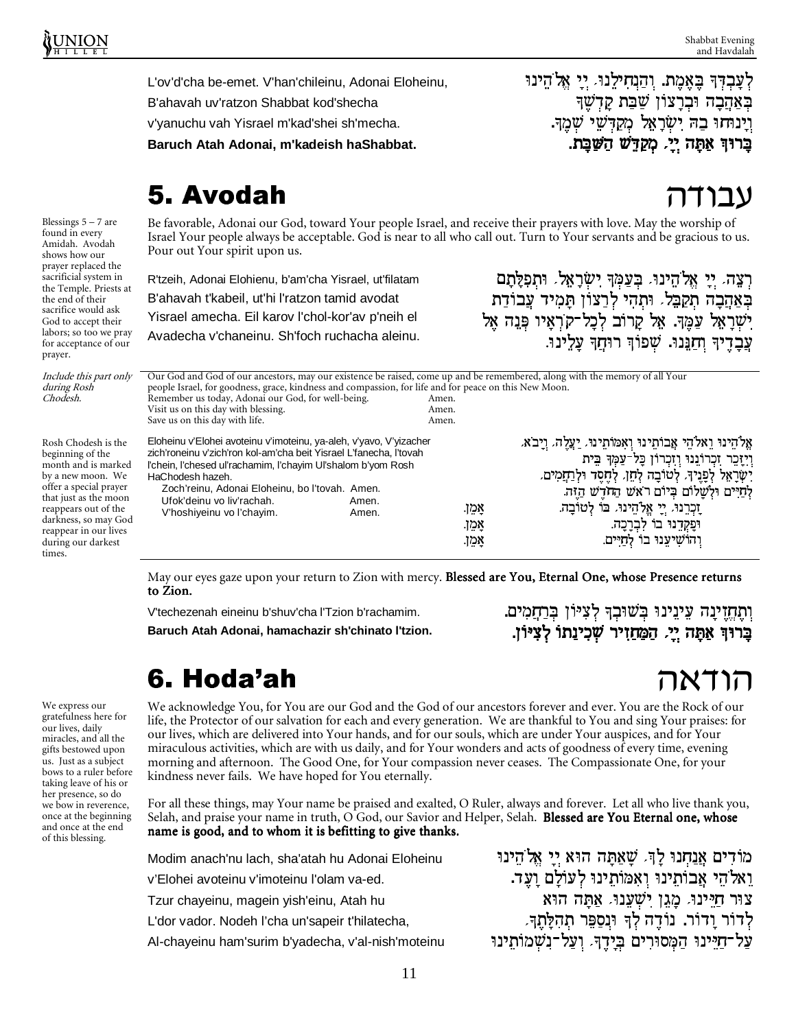L'ov'd'cha be-emet. V'han'chileinu, Adonai Eloheinu,
B'ahavah uv'ratzon Shabbat kod'shecha
v'yanuchu vah Yisrael m'kad'shei sh'mecha.
**Baruch Atah Adonai, m'kadeish haShabbat.**

לְעָבְדְּךָ בֶּאֱמֶת. וְהַנְחִילֵנוּ, יְיָ אֱלֹהֵינוּ
בְּאַהֲבָה וּבְרָצוֹן שַׁבַּת קָדְשֶׁךָ
וְיָנוּחוּ בָהּ יִשְׂרָאֵל מְקַדְּשֵׁי שְׁמֶךָ.
**בָּרוּךְ אַתָּה יְיָ, מְקַדֵּשׁ הַשַּׁבָּת.**

## 5. Avodah — עבודה

*Blessings 5 – 7 are found in every Amidah. Avodah shows how our prayer replaced the sacrificial system in the Temple. Priests at the end of their sacrifice would ask God to accept their labors; so too we pray for acceptance of our prayer.*

Be favorable, Adonai our God, toward Your people Israel, and receive their prayers with love. May the worship of Israel Your people always be acceptable. God is near to all who call out. Turn to Your servants and be gracious to us. Pour out Your spirit upon us.

R'tzeih, Adonai Elohienu, b'am'cha Yisrael, ut'filatam
B'ahavah t'kabeil, ut'hi l'ratzon tamid avodat
Yisrael amecha. Eil karov l'chol-kor'av p'neih el
Avadecha v'chaneinu. Sh'foch ruchacha aleinu.

רְצֵה, יְיָ אֱלֹהֵינוּ, בְּעַמְּךָ יִשְׂרָאֵל, וּתְפִלָּתָם
בְּאַהֲבָה תְקַבֵּל, וּתְהִי לְרָצוֹן תָּמִיד עֲבוֹדַת
יִשְׂרָאֵל עַמֶּךָ. אֵל קָרוֹב לְכָל־קֹרְאָיו פְּנֵה אֶל
עֲבָדֶיךָ וְחָנֵּנוּ. שְׁפוֹךְ רוּחֲךָ עָלֵינוּ.

---

*Include this part only during Rosh Chodesh.*

*Rosh Chodesh is the beginning of the month and is marked by a new moon. We offer a special prayer that just as the moon reappears out of the darkness, so may God reappear in our lives during our darkest times.*

Our God and God of our ancestors, may our existence be raised, come up and be remembered, along with the memory of all Your people Israel, for goodness, grace, kindness and compassion, for life and for peace on this New Moon.
Remember us today, Adonai our God, for well-being. Amen.
Visit us on this day with blessing. Amen.
Save us on this day with life. Amen.

Eloheinu v'Elohei avoteinu v'imoteinu, ya-aleh, v'yavo, V'yizacher zich'roneinu v'zich'ron kol-am'cha beit Yisrael L'fanecha, l'tovah l'chein, l'chesed ul'rachamim, l'chayim Ul'shalom b'yom Rosh HaChodesh hazeh.
Zoch'reinu, Adonai Eloheinu, bo l'tovah. Amen.
Ufok'deinu vo liv'rachah. Amen.
V'hoshiyeinu vo l'chayim. Amen.

אֱלֹהֵינוּ וֵאלֹהֵי אֲבוֹתֵינוּ וְאִמּוֹתֵינוּ, יַעֲלֶה, וְיָבֹא,
וְיִזָּכֵר זִכְרוֹנֵנוּ וְזִכְרוֹן כָּל־עַמְּךָ בֵּית
יִשְׂרָאֵל לְפָנֶיךָ, לְטוֹבָה לְחֵן, לְחֶסֶד וּלְרַחֲמִים,
לְחַיִּים וּלְשָׁלוֹם בְּיוֹם רֹאשׁ הַחֹדֶשׁ הַזֶּה.
זָכְרֵנוּ, יְיָ אֱלֹהֵינוּ, בּוֹ לְטוֹבָה. אָמֵן.
וּפָקְדֵנוּ בוֹ לִבְרָכָה. אָמֵן.
וְהוֹשִׁיעֵנוּ בוֹ לְחַיִּים. אָמֵן.

---

May our eyes gaze upon your return to Zion with mercy. **Blessed are You, Eternal One, whose Presence returns to Zion.**

V'techezenah eineinu b'shuv'cha l'Tzion b'rachamim.
**Baruch Atah Adonai, hamachazir sh'chinato l'tzion.**

וְתֶחֱזֶינָה עֵינֵינוּ בְּשׁוּבְךָ לְצִיּוֹן בְּרַחֲמִים.
**בָּרוּךְ אַתָּה יְיָ, הַמַּחֲזִיר שְׁכִינָתוֹ לְצִיּוֹן.**

## 6. Hoda'ah — הודאה

*We express our gratefulness here for our lives, daily miracles, and all the gifts bestowed upon us. Just as a subject bows to a ruler before taking leave of his or her presence, so do we bow in reverence, once at the beginning and once at the end of this blessing.*

We acknowledge You, for You are our God and the God of our ancestors forever and ever. You are the Rock of our life, the Protector of our salvation for each and every generation. We are thankful to You and sing Your praises: for our lives, which are delivered into Your hands, and for our souls, which are under Your auspices, and for Your miraculous activities, which are with us daily, and for Your wonders and acts of goodness of every time, evening morning and afternoon. The Good One, for Your compassion never ceases. The Compassionate One, for your kindness never fails. We have hoped for You eternally.

For all these things, may Your name be praised and exalted, O Ruler, always and forever. Let all who live thank you, Selah, and praise your name in truth, O God, our Savior and Helper, Selah. **Blessed are You Eternal one, whose name is good, and to whom it is befitting to give thanks.**

Modim anach'nu lach, sha'atah hu Adonai Eloheinu
v'Elohei avoteinu v'imoteinu l'olam va-ed.
Tzur chayeinu, magein yish'einu, Atah hu
L'dor vador. Nodeh l'cha un'sapeir t'hilatecha,
Al-chayeinu ham'surim b'yadecha, v'al-nish'moteinu

מוֹדִים אֲנַחְנוּ לָךְ, שָׁאַתָּה הוּא יְיָ אֱלֹהֵינוּ
וֵאלֹהֵי אֲבוֹתֵינוּ וְאִמּוֹתֵינוּ לְעוֹלָם וָעֶד.
צוּר חַיֵּינוּ, מָגֵן יִשְׁעֵנוּ, אַתָּה הוּא
לְדוֹר וָדוֹר. נוֹדֶה לְּךָ וּנְסַפֵּר תְּהִלָּתֶךָ,
עַל־חַיֵּינוּ הַמְּסוּרִים בְּיָדֶךָ, וְעַל־נִשְׁמוֹתֵינוּ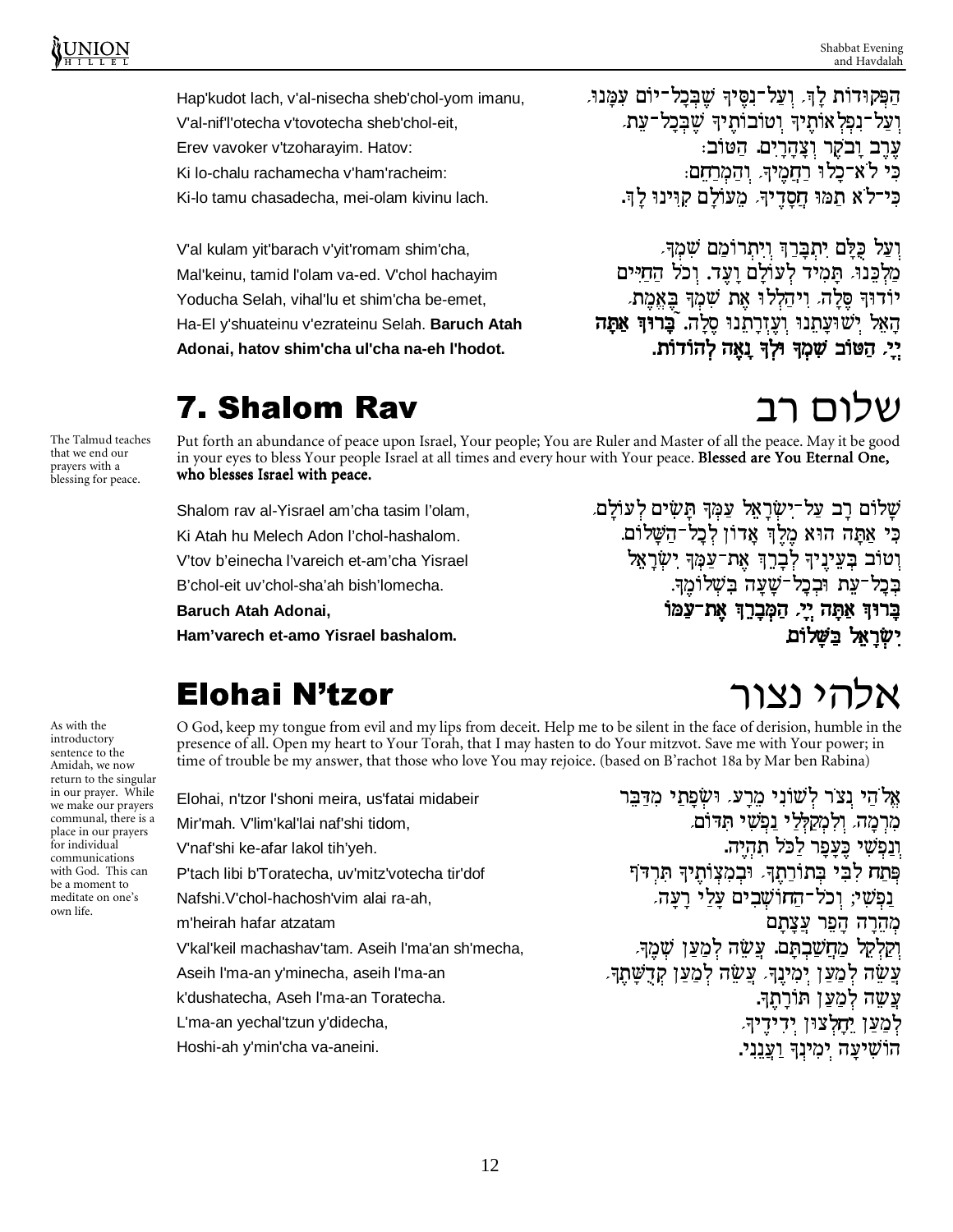| | |
|---|---|
| Hap'kudot lach, v'al-nisecha sheb'chol-yom imanu, | הַפְּקוּדוֹת לָךְ, וְעַל־נִסֶּיךָ שֶׁבְּכָל־יוֹם עִמָּנוּ, |
| V'al-nif'l'otecha v'tovotecha sheb'chol-eit, | וְעַל־נִפְלְאוֹתֶיךָ וְטוֹבוֹתֶיךָ שֶׁבְּכָל־עֵת, |
| Erev vavoker v'tzoharayim. Hatov: | עֶרֶב וָבֹקֶר וְצָהֳרָיִם. הַטּוֹב: |
| Ki lo-chalu rachamecha v'ham'racheim: | כִּי לֹא־כָלוּ רַחֲמֶיךָ, וְהַמְרַחֵם: |
| Ki-lo tamu chasadecha, mei-olam kivinu lach. | כִּי־לֹא תַמּוּ חֲסָדֶיךָ, מֵעוֹלָם קִוִּינוּ לָךְ. |

| | |
|---|---|
| V'al kulam yit'barach v'yit'romam shim'cha, | וְעַל כֻּלָּם יִתְבָּרַךְ וְיִתְרוֹמַם שִׁמְךָ, |
| Mal'keinu, tamid l'olam va-ed. V'chol hachayim | מַלְכֵּנוּ, תָּמִיד לְעוֹלָם וָעֶד. וְכֹל הַחַיִּים |
| Yoducha Selah, vihal'lu et shim'cha be-emet, | יוֹדוּךָ סֶּלָה, וִיהַלְלוּ אֶת שִׁמְךָ בֶּאֱמֶת, |
| Ha-El y'shuateinu v'ezrateinu Selah. **Baruch Atah** | הָאֵל יְשׁוּעָתֵנוּ וְעֶזְרָתֵנוּ סֶלָה. **בָּרוּךְ אַתָּה** |
| **Adonai, hatov shim'cha ul'cha na-eh l'hodot.** | **יְיָ, הַטּוֹב שִׁמְךָ וּלְךָ נָאֶה לְהוֹדוֹת.** |

## 7. Shalom Rav — שלום רב

*The Talmud teaches that we end our prayers with a blessing for peace.*

Put forth an abundance of peace upon Israel, Your people; You are Ruler and Master of all the peace. May it be good in your eyes to bless Your people Israel at all times and every hour with Your peace. **Blessed are You Eternal One, who blesses Israel with peace.**

| | |
|---|---|
| Shalom rav al-Yisrael am'cha tasim l'olam, | שָׁלוֹם רָב עַל־יִשְׂרָאֵל עַמְּךָ תָּשִׂים לְעוֹלָם, |
| Ki Atah hu Melech Adon l'chol-hashalom. | כִּי אַתָּה הוּא מֶלֶךְ אָדוֹן לְכָל־הַשָּׁלוֹם. |
| V'tov b'einecha l'vareich et-am'cha Yisrael | וְטוֹב בְּעֵינֶיךָ לְבָרֵךְ אֶת־עַמְּךָ יִשְׂרָאֵל |
| B'chol-eit uv'chol-sha'ah bish'lomecha. | בְּכָל־עֵת וּבְכָל־שָׁעָה בִּשְׁלוֹמֶךָ. |
| **Baruch Atah Adonai,** | **בָּרוּךְ אַתָּה יְיָ, הַמְבָרֵךְ אֶת־עַמּוֹ** |
| **Ham'varech et-amo Yisrael bashalom.** | **יִשְׂרָאֵל בַּשָּׁלוֹם.** |

## Elohai N'tzor — אלהי נצור

*As with the introductory sentence to the Amidah, we now return to the singular in our prayer. While we make our prayers communal, there is a place in our prayers for individual communications with God. This can be a moment to meditate on one's own life.*

O God, keep my tongue from evil and my lips from deceit. Help me to be silent in the face of derision, humble in the presence of all. Open my heart to Your Torah, that I may hasten to do Your mitzvot. Save me with Your power; in time of trouble be my answer, that those who love You may rejoice. (based on B'rachot 18a by Mar ben Rabina)

| | |
|---|---|
| Elohai, n'tzor l'shoni meira, us'fatai midabeir | אֱלֹהַי נְצֹר לְשׁוֹנִי מֵרָע, וּשְׂפָתַי מִדַּבֵּר |
| Mir'mah. V'lim'kal'lai naf'shi tidom, | מִרְמָה, וְלִמְקַלְלַי נַפְשִׁי תִדֹּם, |
| V'naf'shi ke-afar lakol tih'yeh. | וְנַפְשִׁי כֶּעָפָר לַכֹּל תִּהְיֶה. |
| P'tach libi b'Toratecha, uv'mitz'votecha tir'dof | פְּתַח לִבִּי בְּתוֹרָתֶךָ, וּבְמִצְוֹתֶיךָ תִּרְדֹּף |
| Nafshi.V'chol-hachosh'vim alai ra-ah, | נַפְשִׁי; וְכֹל־הַחוֹשְׁבִים עָלַי רָעָה, |
| m'heirah hafar atzatam | מְהֵרָה הָפֵר עֲצָתָם |
| V'kal'keil machashav'tam. Aseih l'ma'an sh'mecha, | וְקַלְקֵל מַחֲשַׁבְתָּם. עֲשֵׂה לְמַעַן שְׁמֶךָ, |
| Aseih l'ma-an y'minecha, aseih l'ma-an | עֲשֵׂה לְמַעַן יְמִינֶךָ, עֲשֵׂה לְמַעַן קְדֻשָּׁתֶךָ, |
| k'dushatecha, Aseih l'ma-an Toratecha. | עֲשֵׂה לְמַעַן תּוֹרָתֶךָ. |
| L'ma-an yechal'tzun y'didecha, | לְמַעַן יֵחָלְצוּן יְדִידֶיךָ, |
| Hoshi-ah y'min'cha va-aneini. | הוֹשִׁיעָה יְמִינְךָ וַעֲנֵנִי. |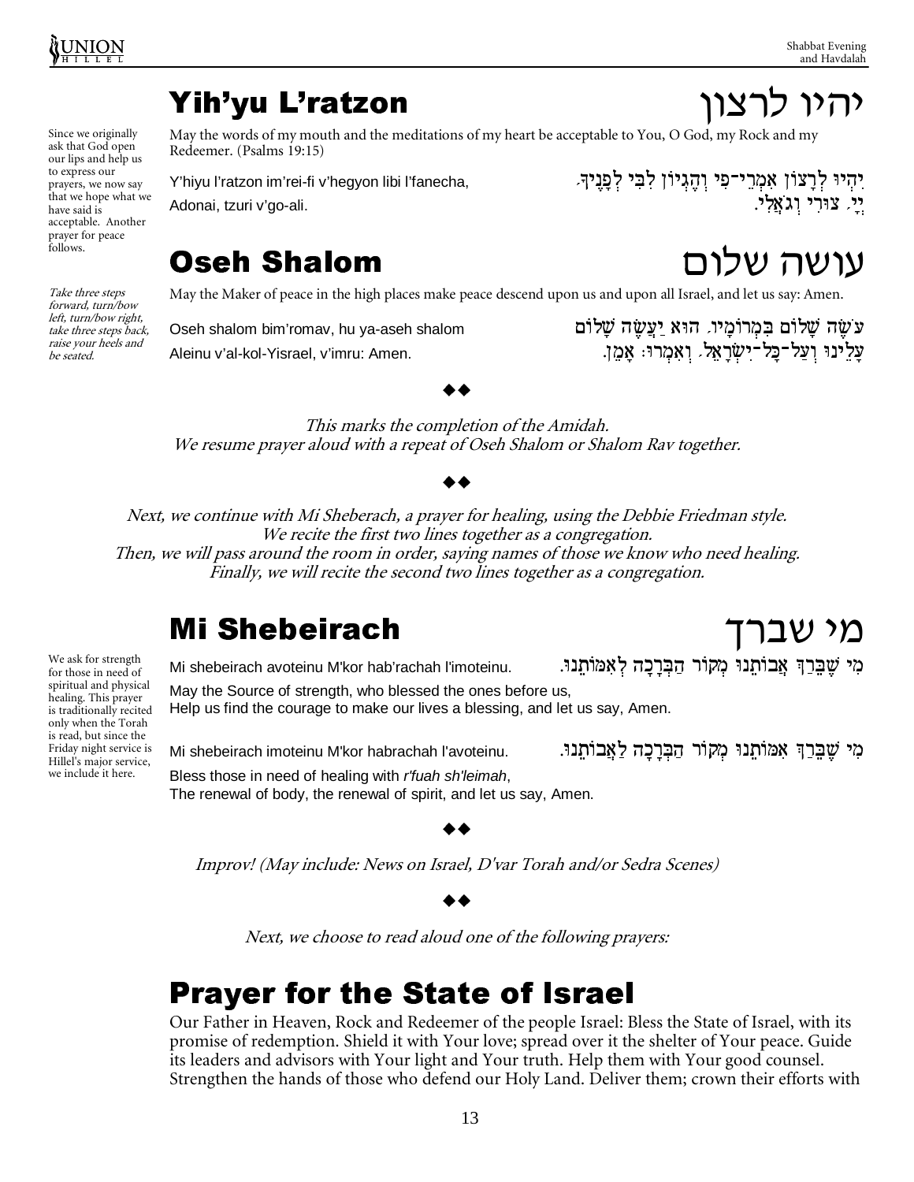## Yih'yu L'ratzon — יהיו לרצון

*Since we originally ask that God open our lips and help us to express our prayers, we now say that we hope what we have said is acceptable. Another prayer for peace follows.*

May the words of my mouth and the meditations of my heart be acceptable to You, O God, my Rock and my Redeemer. (Psalms 19:15)

Y'hiyu l'ratzon im'rei-fi v'hegyon libi l'fanecha,
Adonai, tzuri v'go-ali.

יִהְיוּ לְרָצוֹן אִמְרֵי־פִי וְהֶגְיוֹן לִבִּי לְפָנֶיךָ,
יְיָ, צוּרִי וְגוֹאֲלִי.

## Oseh Shalom — עושה שלום

*Take three steps forward, turn/bow left, turn/bow right, take three steps back, raise your heels and be seated.*

May the Maker of peace in the high places make peace descend upon us and upon all Israel, and let us say: Amen.

Oseh shalom bim'romav, hu ya-aseh shalom
Aleinu v'al-kol-Yisrael, v'imru: Amen.

עֹשֶׂה שָׁלוֹם בִּמְרוֹמָיו, הוּא יַעֲשֶׂה שָׁלוֹם
עָלֵינוּ וְעַל־כָּל־יִשְׂרָאֵל, וְאִמְרוּ: אָמֵן.

◆◆

*This marks the completion of the Amidah.*
*We resume prayer aloud with a repeat of Oseh Shalom or Shalom Rav together.*

◆◆

*Next, we continue with Mi Sheberach, a prayer for healing, using the Debbie Friedman style.*
*We recite the first two lines together as a congregation.*
*Then, we will pass around the room in order, saying names of those we know who need healing.*
*Finally, we will recite the second two lines together as a congregation.*

## Mi Shebeirach — מי שברך

*We ask for strength for those in need of spiritual and physical healing. This prayer is traditionally recited only when the Torah is read, but since the Friday night service is Hillel's major service, we include it here.*

Mi shebeirach avoteinu M'kor hab'rachah l'imoteinu.

מִי שֶׁבֵּרַךְ אֲבוֹתֵינוּ מְקוֹר הַבְּרָכָה לְאִמּוֹתֵינוּ.

May the Source of strength, who blessed the ones before us,
Help us find the courage to make our lives a blessing, and let us say, Amen.

Mi shebeirach imoteinu M'kor habrachah l'avoteinu.

מִי שֶׁבֵּרַךְ אִמּוֹתֵינוּ מְקוֹר הַבְּרָכָה לַאֲבוֹתֵינוּ.

Bless those in need of healing with *r'fuah sh'leimah*,
The renewal of body, the renewal of spirit, and let us say, Amen.

◆◆

*Improv! (May include: News on Israel, D'var Torah and/or Sedra Scenes)*

◆◆

*Next, we choose to read aloud one of the following prayers:*

## Prayer for the State of Israel

Our Father in Heaven, Rock and Redeemer of the people Israel: Bless the State of Israel, with its promise of redemption. Shield it with Your love; spread over it the shelter of Your peace. Guide its leaders and advisors with Your light and Your truth. Help them with Your good counsel. Strengthen the hands of those who defend our Holy Land. Deliver them; crown their efforts with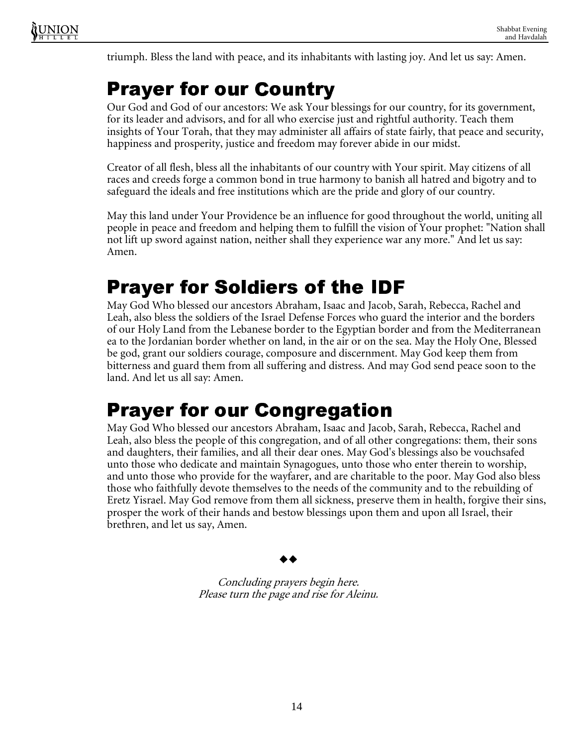triumph. Bless the land with peace, and its inhabitants with lasting joy. And let us say: Amen.

## Prayer for our Country

Our God and God of our ancestors: We ask Your blessings for our country, for its government, for its leader and advisors, and for all who exercise just and rightful authority. Teach them insights of Your Torah, that they may administer all affairs of state fairly, that peace and security, happiness and prosperity, justice and freedom may forever abide in our midst.

Creator of all flesh, bless all the inhabitants of our country with Your spirit. May citizens of all races and creeds forge a common bond in true harmony to banish all hatred and bigotry and to safeguard the ideals and free institutions which are the pride and glory of our country.

May this land under Your Providence be an influence for good throughout the world, uniting all people in peace and freedom and helping them to fulfill the vision of Your prophet: "Nation shall not lift up sword against nation, neither shall they experience war any more." And let us say: Amen.

## Prayer for Soldiers of the IDF

May God Who blessed our ancestors Abraham, Isaac and Jacob, Sarah, Rebecca, Rachel and Leah, also bless the soldiers of the Israel Defense Forces who guard the interior and the borders of our Holy Land from the Lebanese border to the Egyptian border and from the Mediterranean ea to the Jordanian border whether on land, in the air or on the sea. May the Holy One, Blessed be god, grant our soldiers courage, composure and discernment. May God keep them from bitterness and guard them from all suffering and distress. And may God send peace soon to the land. And let us all say: Amen.

## Prayer for our Congregation

May God Who blessed our ancestors Abraham, Isaac and Jacob, Sarah, Rebecca, Rachel and Leah, also bless the people of this congregation, and of all other congregations: them, their sons and daughters, their families, and all their dear ones. May God's blessings also be vouchsafed unto those who dedicate and maintain Synagogues, unto those who enter therein to worship, and unto those who provide for the wayfarer, and are charitable to the poor. May God also bless those who faithfully devote themselves to the needs of the community and to the rebuilding of Eretz Yisrael. May God remove from them all sickness, preserve them in health, forgive their sins, prosper the work of their hands and bestow blessings upon them and upon all Israel, their brethren, and let us say, Amen.

◆◆

*Concluding prayers begin here.*
*Please turn the page and rise for Aleinu.*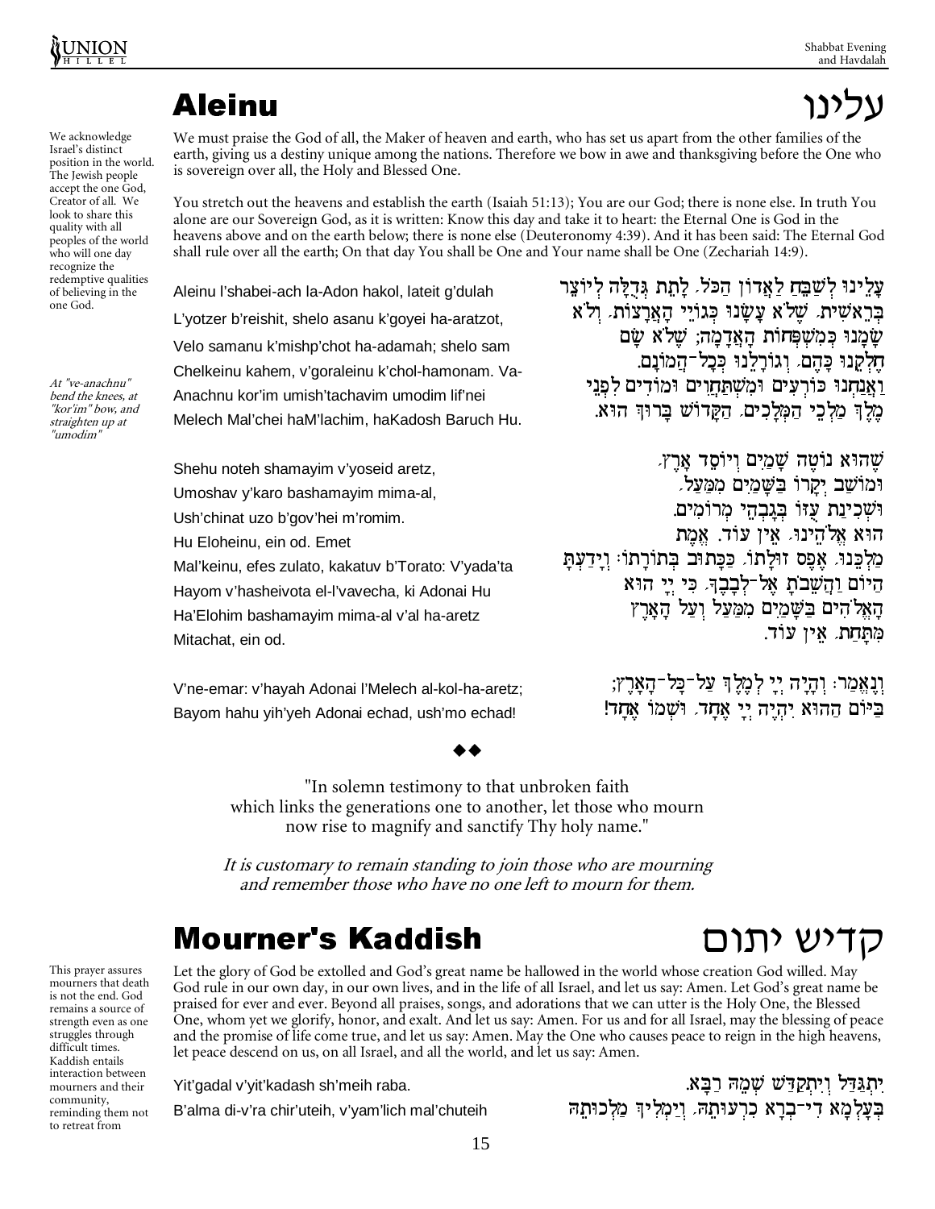# Aleinu עלינו

We acknowledge Israel's distinct position in the world. The Jewish people accept the one God, Creator of all. We look to share this quality with all peoples of the world who will one day recognize the redemptive qualities of believing in the one God.

We must praise the God of all, the Maker of heaven and earth, who has set us apart from the other families of the earth, giving us a destiny unique among the nations. Therefore we bow in awe and thanksgiving before the One who is sovereign over all, the Holy and Blessed One.

You stretch out the heavens and establish the earth (Isaiah 51:13); You are our God; there is none else. In truth You alone are our Sovereign God, as it is written: Know this day and take it to heart: the Eternal One is God in the heavens above and on the earth below; there is none else (Deuteronomy 4:39). And it has been said: The Eternal God shall rule over all the earth; On that day You shall be One and Your name shall be One (Zechariah 14:9).

*At "ve-anachnu" bend the knees, at "kor'im" bow, and straighten up at "umodim"*

עָלֵינוּ לְשַׁבֵּחַ לַאֲדוֹן הַכֹּל, לָתֵת גְּדֻלָּה לְיוֹצֵר בְּרֵאשִׁית, שֶׁלֹּא עָשָׂנוּ כְּגוֹיֵי הָאֲרָצוֹת, וְלֹא שָׂמָנוּ כְּמִשְׁפְּחוֹת הָאֲדָמָה; שֶׁלֹּא שָׂם חֶלְקֵנוּ כָּהֶם, וְגוֹרָלֵנוּ כְּכָל־הֲמוֹנָם. וַאֲנַחְנוּ כּוֹרְעִים וּמִשְׁתַּחֲוִים וּמוֹדִים לִפְנֵי מֶלֶךְ מַלְכֵי הַמְּלָכִים, הַקָּדוֹשׁ בָּרוּךְ הוּא.

Aleinu l'shabei-ach la-Adon hakol, lateit g'dulah L'yotzer b'reishit, shelo asanu k'goyei ha-aratzot, Velo samanu k'mishp'chot ha-adamah; shelo sam Chelkeinu kahem, v'goraleinu k'chol-hamonam. Va-Anachnu kor'im umish'tachavim umodim lif'nei Melech Mal'chei haM'lachim, haKadosh Baruch Hu.

שֶׁהוּא נוֹטֶה שָׁמַיִם וְיוֹסֵד אָרֶץ, וּמוֹשַׁב יְקָרוֹ בַּשָּׁמַיִם מִמַּעַל, וּשְׁכִינַת עֻזּוֹ בְּגָבְהֵי מְרוֹמִים. הוּא אֱלֹהֵינוּ, אֵין עוֹד. אֱמֶת מַלְכֵּנוּ, אֶפֶס זוּלָתוֹ, כַּכָּתוּב בְּתוֹרָתוֹ: וְיָדַעְתָּ הַיּוֹם וַהֲשֵׁבֹתָ אֶל־לְבָבֶךָ, כִּי יְיָ הוּא הָאֱלֹהִים בַּשָּׁמַיִם מִמַּעַל וְעַל הָאָרֶץ מִתָּחַת, אֵין עוֹד.

Shehu noteh shamayim v'yoseid aretz, Umoshav y'karo bashamayim mima-al, Ush'chinat uzo b'gov'hei m'romim. Hu Eloheinu, ein od. Emet Mal'keinu, efes zulato, kakatuv b'Torato: V'yada'ta Hayom v'hasheivota el-l'vavecha, ki Adonai Hu Ha'Elohim bashamayim mima-al v'al ha-aretz Mitachat, ein od.

וְנֶאֱמַר: וְהָיָה יְיָ לְמֶלֶךְ עַל־כָּל־הָאָרֶץ; בַּיּוֹם הַהוּא יִהְיֶה יְיָ אֶחָד, וּשְׁמוֹ אֶחָד!

V'ne-emar: v'hayah Adonai l'Melech al-kol-ha-aretz; Bayom hahu yih'yeh Adonai echad, ush'mo echad!

◆◆

"In solemn testimony to that unbroken faith which links the generations one to another, let those who mourn now rise to magnify and sanctify Thy holy name."

*It is customary to remain standing to join those who are mourning and remember those who have no one left to mourn for them.*

# Mourner's Kaddish קדיש יתום

This prayer assures mourners that death is not the end. God remains a source of strength even as one struggles through difficult times. Kaddish entails interaction between mourners and their community, reminding them not to retreat from

Let the glory of God be extolled and God's great name be hallowed in the world whose creation God willed. May God rule in our own day, in our own lives, and in the life of all Israel, and let us say: Amen. Let God's great name be praised for ever and ever. Beyond all praises, songs, and adorations that we can utter is the Holy One, the Blessed One, whom yet we glorify, honor, and exalt. And let us say: Amen. For us and for all Israel, may the blessing of peace and the promise of life come true, and let us say: Amen. May the One who causes peace to reign in the high heavens, let peace descend on us, on all Israel, and all the world, and let us say: Amen.

יִתְגַּדַּל וְיִתְקַדַּשׁ שְׁמֵהּ רַבָּא.
בְּעָלְמָא דִּי־בְרָא כִרְעוּתֵהּ, וְיַמְלִיךְ מַלְכוּתֵהּ

Yit'gadal v'yit'kadash sh'meih raba.
B'alma di-v'ra chir'uteih, v'yam'lich mal'chuteih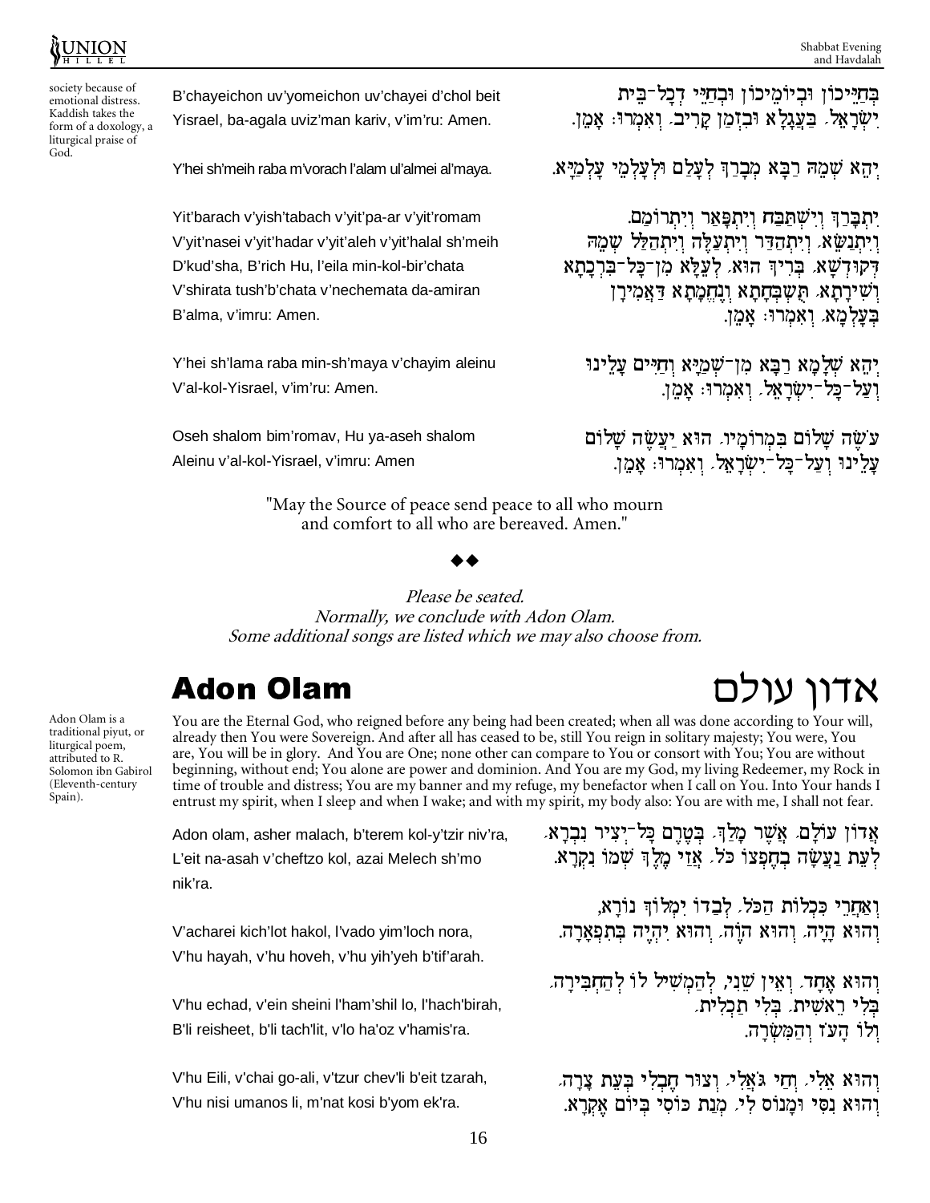society because of emotional distress. Kaddish takes the form of a doxology, a liturgical praise of God.

B'chayeichon uv'yomeichon uv'chayei d'chol beit Yisrael, ba-agala uviz'man kariv, v'im'ru: Amen.

בְּחַיֵּיכוֹן וּבְיוֹמֵיכוֹן וּבְחַיֵּי דְכָל־בֵּית יִשְׂרָאֵל, בַּעֲגָלָא וּבִזְמַן קָרִיב, וְאִמְרוּ: אָמֵן.

Y'hei sh'meih raba m'vorach l'alam ul'almei al'maya.

יְהֵא שְׁמֵהּ רַבָּא מְבָרַךְ לְעָלַם וּלְעָלְמֵי עָלְמַיָּא.

Yit'barach v'yish'tabach v'yit'pa-ar v'yit'romam
V'yit'nasei v'yit'hadar v'yit'aleh v'yit'halal sh'meih
D'kud'sha, B'rich Hu, l'eila min-kol-bir'chata
V'shirata tush'b'chata v'nechemata da-amiran
B'alma, v'imru: Amen.

יִתְבָּרַךְ וְיִשְׁתַּבַּח וְיִתְפָּאַר וְיִתְרוֹמַם
וְיִתְנַשֵּׂא, וְיִתְהַדַּר וְיִתְעַלֶּה וְיִתְהַלַּל שְׁמֵהּ
דְּקוּדְשָׁא, בְּרִיךְ הוּא, לְעֵלָּא מִן־כָּל־בִּרְכָתָא
וְשִׁירָתָא, תֻּשְׁבְּחָתָא וְנֶחֱמָתָא דַּאֲמִירָן
בְּעָלְמָא, וְאִמְרוּ: אָמֵן.

Y'hei sh'lama raba min-sh'maya v'chayim aleinu
V'al-kol-Yisrael, v'im'ru: Amen.

יְהֵא שְׁלָמָא רַבָּא מִן־שְׁמַיָּא וְחַיִּים עָלֵינוּ
וְעַל־כָּל־יִשְׂרָאֵל, וְאִמְרוּ: אָמֵן.

Oseh shalom bim'romav, Hu ya-aseh shalom
Aleinu v'al-kol-Yisrael, v'imru: Amen

עֹשֶׂה שָׁלוֹם בִּמְרוֹמָיו, הוּא יַעֲשֶׂה שָׁלוֹם
עָלֵינוּ וְעַל־כָּל־יִשְׂרָאֵל, וְאִמְרוּ: אָמֵן.

"May the Source of peace send peace to all who mourn and comfort to all who are bereaved. Amen."

◆◆

*Please be seated.*
*Normally, we conclude with Adon Olam.*
*Some additional songs are listed which we may also choose from.*

## Adon Olam — אדון עולם

Adon Olam is a traditional piyut, or liturgical poem, attributed to R. Solomon ibn Gabirol (Eleventh-century Spain).

You are the Eternal God, who reigned before any being had been created; when all was done according to Your will, already then You were Sovereign. And after all has ceased to be, still You reign in solitary majesty; You were, You are, You will be in glory. And You are One; none other can compare to You or consort with You; You are without beginning, without end; You alone are power and dominion. And You are my God, my living Redeemer, my Rock in time of trouble and distress; You are my banner and my refuge, my benefactor when I call on You. Into Your hands I entrust my spirit, when I sleep and when I wake; and with my spirit, my body also: You are with me, I shall not fear.

Adon olam, asher malach, b'terem kol-y'tzir niv'ra,
L'eit na-asah v'cheftzo kol, azai Melech sh'mo nik'ra.

אֲדוֹן עוֹלָם, אֲשֶׁר מָלַךְ, בְּטֶרֶם כָּל־יְצִיר נִבְרָא,
לְעֵת נַעֲשָׂה בְחֶפְצוֹ כֹּל, אֲזַי מֶלֶךְ שְׁמוֹ נִקְרָא.

V'acharei kich'lot hakol, l'vado yim'loch nora,
V'hu hayah, v'hu hoveh, v'hu yih'yeh b'tif'arah.

וְאַחֲרֵי כִּכְלוֹת הַכֹּל, לְבַדּוֹ יִמְלוֹךְ נוֹרָא,
וְהוּא הָיָה, וְהוּא הֹוֶה, וְהוּא יִהְיֶה בְּתִפְאָרָה.

V'hu echad, v'ein sheini l'ham'shil lo, l'hach'birah,
B'li reisheet, b'li tach'lit, v'lo ha'oz v'hamis'rah.

וְהוּא אֶחָד, וְאֵין שֵׁנִי, לְהַמְשִׁיל לוֹ לְהַחְבִּירָה,
בְּלִי רֵאשִׁית, בְּלִי תַכְלִית,
וְלוֹ הָעֹז וְהַמִּשְׂרָה.

V'hu Eili, v'chai go-ali, v'tzur chev'li b'eit tzarah,
V'hu nisi umanos li, m'nat kosi b'yom ek'ra.

וְהוּא אֵלִי, וְחַי גֹּאֲלִי, וְצוּר חֶבְלִי בְּעֵת צָרָה,
וְהוּא נִסִּי וּמָנוֹס לִי, מְנָת כּוֹסִי בְּיוֹם אֶקְרָא.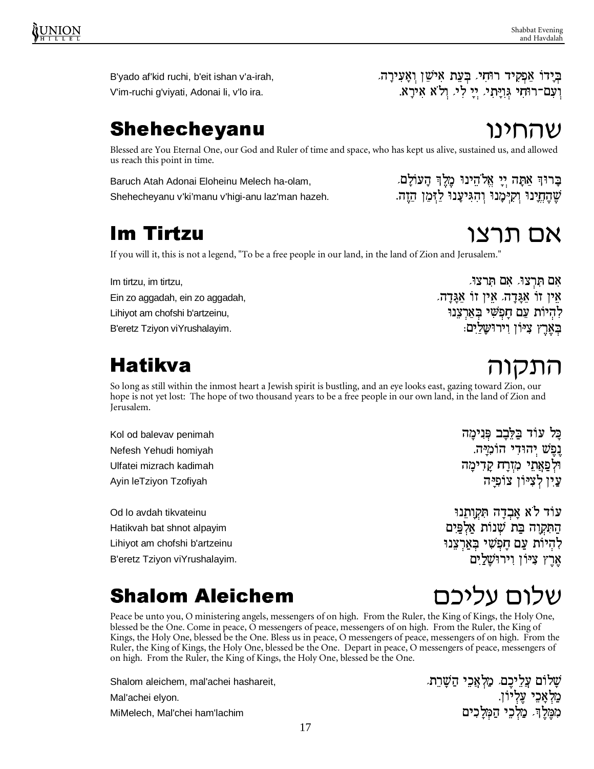B'yado af'kid ruchi, b'eit ishan v'a-irah,
V'im-ruchi g'viyati, Adonai li, v'lo ira.

בְּיָדוֹ אַפְקִיד רוּחִי, בְּעֵת אִישַׁן וְאָעִירָה,
וְעִם־רוּחִי גְּוִיָּתִי, יְיָ לִי, וְלֹא אִירָא.

## Shehecheyanu

## שהחינו

Blessed are You Eternal One, our God and Ruler of time and space, who has kept us alive, sustained us, and allowed us reach this point in time.

Baruch Atah Adonai Eloheinu Melech ha-olam,
Shehecheyanu v'ki'manu v'higi-anu laz'man hazeh.

בָּרוּךְ אַתָּה יְיָ אֱלֹהֵינוּ מֶלֶךְ הָעוֹלָם,
שֶׁהֶחֱיָנוּ וְקִיְּמָנוּ וְהִגִּיעָנוּ לַזְּמַן הַזֶּה.

## Im Tirtzu

## אם תרצו

If you will it, this is not a legend, "To be a free people in our land, in the land of Zion and Jerusalem."

Im tirtzu, im tirtzu,
Ein zo aggadah, ein zo aggadah,
Lihiyot am chofshi b'artzeinu,
B'eretz Tziyon viYrushalayim.

אִם תִּרְצוּ, אִם תִּרְצוּ,
אֵין זוֹ אַגָּדָה, אֵין זוֹ אַגָּדָה,
לִהְיוֹת עַם חָפְשִׁי בְּאַרְצֵנוּ
בְּאֶרֶץ צִיּוֹן וִירוּשָׁלַיִם:

## Hatikva

## התקוה

So long as still within the inmost heart a Jewish spirit is bustling, and an eye looks east, gazing toward Zion, our hope is not yet lost: The hope of two thousand years to be a free people in our own land, in the land of Zion and Jerusalem.

Kol od balevav penimah
Nefesh Yehudi homiyah
Ulfatei mizrach kadimah
Ayin leTziyon Tzofiyah

כָּל עוֹד בַּלֵּבָב פְּנִימָה
נֶפֶשׁ יְהוּדִי הוֹמִיָּה.
וּלְפַאֲתֵי מִזְרָח קָדִימָה
עַיִן לְצִיּוֹן צוֹפִיָּה

Od lo avdah tikvateinu
Hatikvah bat shnot alpayim
Lihiyot am chofshi b'artzeinu
B'eretz Tziyon viYrushalayim.

עוֹד לֹא אָבְדָה תִּקְוָתֵנוּ
הַתִּקְוָה בַּת שְׁנוֹת אַלְפַּיִם
לִהְיוֹת עַם חָפְשִׁי בְּאַרְצֵנוּ
אֶרֶץ צִיּוֹן וִירוּשָׁלַיִם

## Shalom Aleichem

## שלום עליכם

Peace be unto you, O ministering angels, messengers of on high. From the Ruler, the King of Kings, the Holy One, blessed be the One. Come in peace, O messengers of peace, messengers of on high. From the Ruler, the King of Kings, the Holy One, blessed be the One. Bless us in peace, O messengers of peace, messengers of on high. From the Ruler, the King of Kings, the Holy One, blessed be the One. Depart in peace, O messengers of peace, messengers of on high. From the Ruler, the King of Kings, the Holy One, blessed be the One.

Shalom aleichem, mal'achei hashareit,
Mal'achei elyon.
MiMelech, Mal'chei ham'lachim

שָׁלוֹם עֲלֵיכֶם, מַלְאֲכֵי הַשָּׁרֵת,
מַלְאֲכֵי עֶלְיוֹן.
מִמֶּלֶךְ, מַלְכֵי הַמְּלָכִים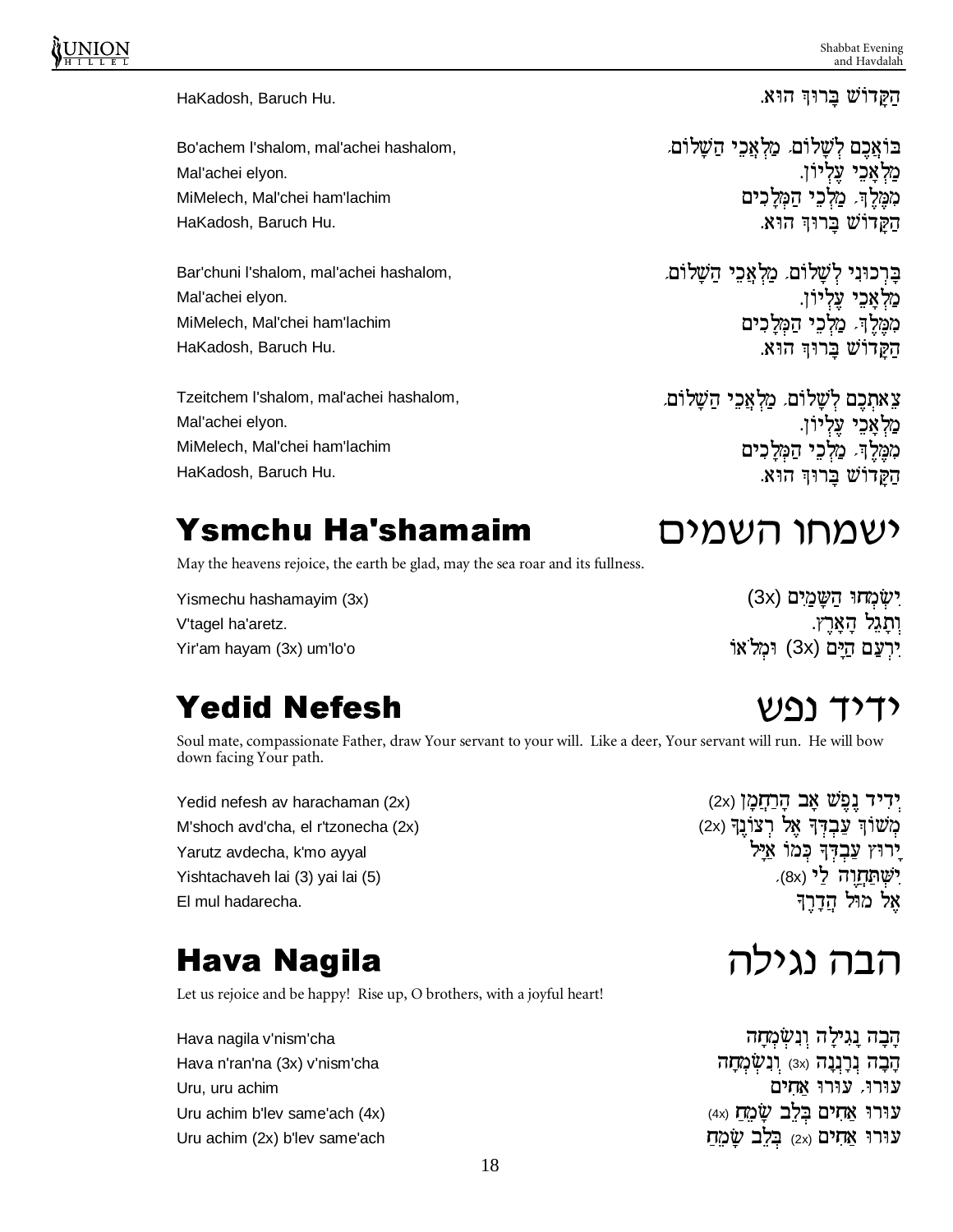| | |
|---|---|
| HaKadosh, Baruch Hu. | הַקָּדוֹשׁ בָּרוּךְ הוּא. |

| | |
|---|---|
| Bo'achem l'shalom, mal'achei hashalom, | בּוֹאֲכֶם לְשָׁלוֹם, מַלְאֲכֵי הַשָּׁלוֹם, |
| Mal'achei elyon. | מַלְאֲכֵי עֶלְיוֹן. |
| MiMelech, Mal'chei ham'lachim | מִמֶּלֶךְ, מַלְכֵי הַמְּלָכִים |
| HaKadosh, Baruch Hu. | הַקָּדוֹשׁ בָּרוּךְ הוּא. |

| | |
|---|---|
| Bar'chuni l'shalom, mal'achei hashalom, | בָּרְכוּנִי לְשָׁלוֹם, מַלְאֲכֵי הַשָּׁלוֹם, |
| Mal'achei elyon. | מַלְאֲכֵי עֶלְיוֹן. |
| MiMelech, Mal'chei ham'lachim | מִמֶּלֶךְ, מַלְכֵי הַמְּלָכִים |
| HaKadosh, Baruch Hu. | הַקָּדוֹשׁ בָּרוּךְ הוּא. |

| | |
|---|---|
| Tzeitchem l'shalom, mal'achei hashalom, | צֵאתְכֶם לְשָׁלוֹם, מַלְאֲכֵי הַשָּׁלוֹם, |
| Mal'achei elyon. | מַלְאֲכֵי עֶלְיוֹן. |
| MiMelech, Mal'chei ham'lachim | מִמֶּלֶךְ, מַלְכֵי הַמְּלָכִים |
| HaKadosh, Baruch Hu. | הַקָּדוֹשׁ בָּרוּךְ הוּא. |

## Ysmchu Ha'shamaim — ישמחו השמים

May the heavens rejoice, the earth be glad, may the sea roar and its fullness.

| | |
|---|---|
| Yismechu hashamayim (3x) | יִשְׂמְחוּ הַשָּׁמַיִם (3x) |
| V'tagel ha'aretz. | וְתָגֵל הָאָרֶץ. |
| Yir'am hayam (3x) um'lo'o | יִרְעַם הַיָּם (3x) וּמְלֹאוֹ |

## Yedid Nefesh — ידיד נפש

Soul mate, compassionate Father, draw Your servant to your will. Like a deer, Your servant will run. He will bow down facing Your path.

| | |
|---|---|
| Yedid nefesh av harachaman (2x) | יְדִיד נֶפֶשׁ אָב הָרַחֲמָן (2x) |
| M'shoch avd'cha, el r'tzonecha (2x) | מְשׁוֹךְ עַבְדְּךָ אֶל רְצוֹנֶךָ (2x) |
| Yarutz avdecha, k'mo ayyal | יָרוּץ עַבְדְּךָ כְּמוֹ אַיָּל |
| Yishtachaveh lai (3) yai lai (5) | יִשְׁתַּחֲוֶה לַי (8x), |
| El mul hadarecha. | אֶל מוּל הֲדָרֶךָ |

## Hava Nagila — הבה נגילה

Let us rejoice and be happy! Rise up, O brothers, with a joyful heart!

| | |
|---|---|
| Hava nagila v'nism'cha | הָבָה נָגִילָה וְנִשְׂמְחָה |
| Hava n'ran'na (3x) v'nism'cha | הָבָה נְרַנְּנָה (3x) וְנִשְׂמְחָה |
| Uru, uru achim | עוּרוּ, עוּרוּ אַחִים |
| Uru achim b'lev same'ach (4x) | עוּרוּ אַחִים בְּלֵב שָׂמֵחַ (4x) |
| Uru achim (2x) b'lev same'ach | עוּרוּ אַחִים (2x) בְּלֵב שָׂמֵחַ |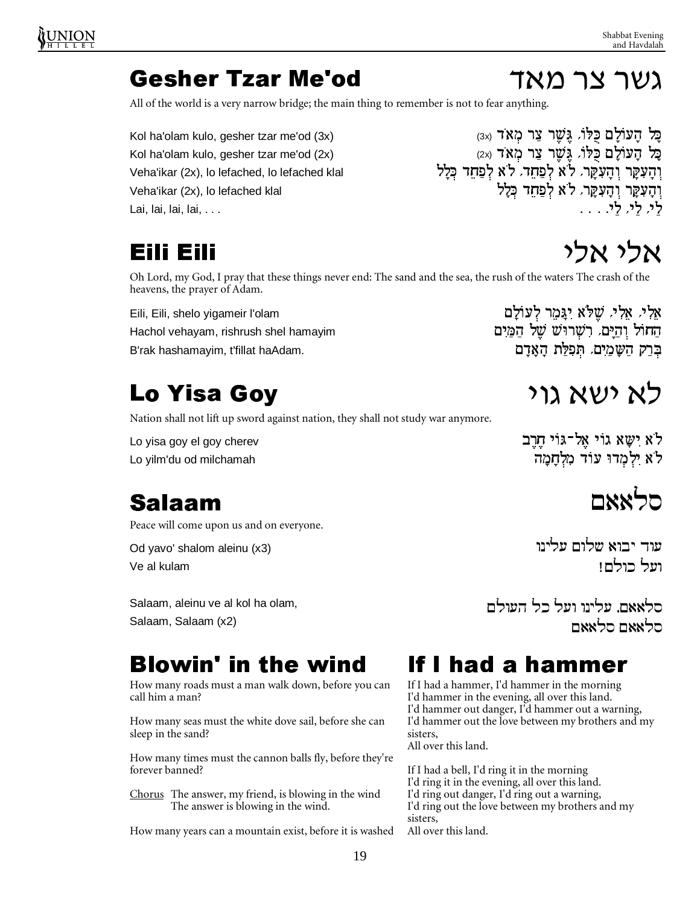## Gesher Tzar Me'od — גשר צר מאד

All of the world is a very narrow bridge; the main thing to remember is not to fear anything.

Kol ha'olam kulo, gesher tzar me'od (3x)
Kol ha'olam kulo, gesher tzar me'od (2x)
Veha'ikar (2x), lo lefached, lo lefached klal
Veha'ikar (2x), lo lefached klal
Lai, lai, lai, lai, . . .

כָּל הָעוֹלָם כֻּלּוֹ, גֶּשֶׁר צַר מְאֹד (3x)
כָּל הָעוֹלָם כֻּלּוֹ, גֶּשֶׁר צַר מְאֹד (2x)
וְהָעִקָּר וְהָעִקָּר, לֹא לְפַחֵד, לֹא לְפַחֵד כְּלָל
וְהָעִקָּר וְהָעִקָּר, לֹא לְפַחֵד כְּלָל
לַי, לַי, לַי. . . .

## Eili Eili — אלי אלי

Oh Lord, my God, I pray that these things never end: The sand and the sea, the rush of the waters The crash of the heavens, the prayer of Adam.

Eili, Eili, shelo yigameir l'olam
Hachol vehayam, rishrush shel hamayim
B'rak hashamayim, t'fillat haAdam.

אֵלִי, אֵלִי, שֶׁלֹּא יִגָּמֵר לְעוֹלָם
הַחוֹל וְהַיָּם, רִשְׁרוּשׁ שֶׁל הַמַּיִם
בְּרַק הַשָּׁמַיִם, תְּפִלַּת הָאָדָם

## Lo Yisa Goy — לא ישא גוי

Nation shall not lift up sword against nation, they shall not study war anymore.

Lo yisa goy el goy cherev
Lo yilm'du od milchamah

לֹא יִשָּׂא גוֹי אֶל־גּוֹי חֶרֶב
לֹא יִלְמְדוּ עוֹד מִלְחָמָה

## Salaam — סלאאם

Peace will come upon us and on everyone.

Od yavo' shalom aleinu (x3)
Ve al kulam

עוד יבוא שלום עלינו
ועל כולם!

Salaam, aleinu ve al kol ha olam,
Salaam, Salaam (x2)

סלאאם, עלינו ועל כל העולם
סלאאם סלאאם

## Blowin' in the wind

How many roads must a man walk down, before you can call him a man?

How many seas must the white dove sail, before she can sleep in the sand?

How many times must the cannon balls fly, before they're forever banned?

<u>Chorus</u> The answer, my friend, is blowing in the wind
The answer is blowing in the wind.

How many years can a mountain exist, before it is washed

## If I had a hammer

If I had a hammer, I'd hammer in the morning
I'd hammer in the evening, all over this land.
I'd hammer out danger, I'd hammer out a warning,
I'd hammer out the love between my brothers and my sisters,
All over this land.

If I had a bell, I'd ring it in the morning
I'd ring it in the evening, all over this land.
I'd ring out danger, I'd ring out a warning,
I'd ring out the love between my brothers and my sisters,
All over this land.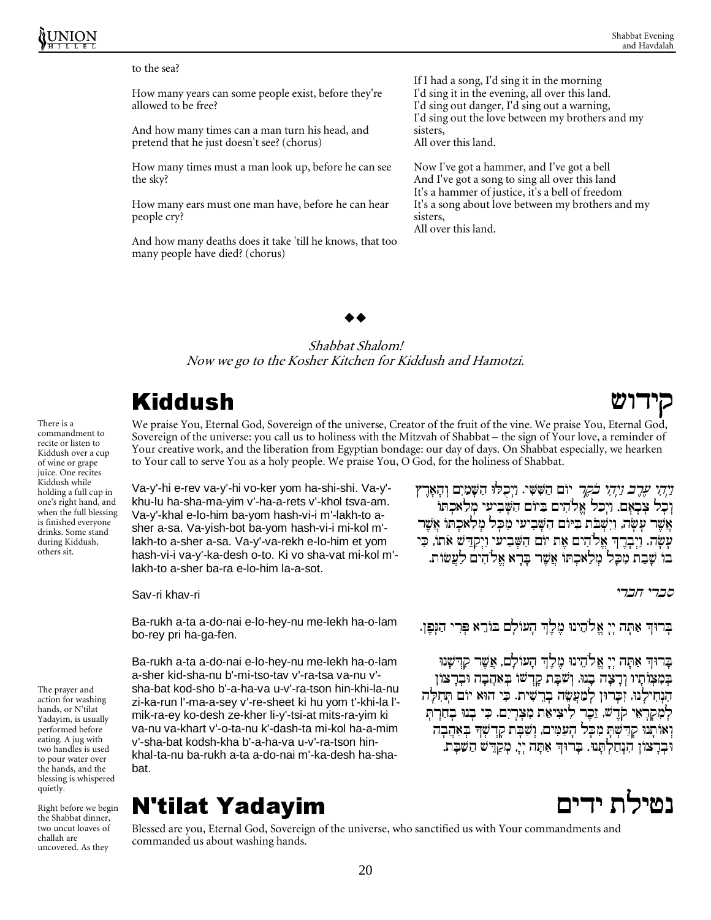to the sea?

How many years can some people exist, before they're allowed to be free?

And how many times can a man turn his head, and pretend that he just doesn't see? (chorus)

How many times must a man look up, before he can see the sky?

How many ears must one man have, before he can hear people cry?

And how many deaths does it take 'till he knows, that too many people have died? (chorus)

If I had a song, I'd sing it in the morning
I'd sing it in the evening, all over this land.
I'd sing out danger, I'd sing out a warning,
I'd sing out the love between my brothers and my sisters,
All over this land.

Now I've got a hammer, and I've got a bell
And I've got a song to sing all over this land
It's a hammer of justice, it's a bell of freedom
It's a song about love between my brothers and my sisters,
All over this land.

◆◆

*Shabbat Shalom!*
*Now we go to the Kosher Kitchen for Kiddush and Hamotzi.*

## Kiddush קידוש

There is a commandment to recite or listen to Kiddush over a cup of wine or grape juice. One recites Kiddush while holding a full cup in one's right hand, and when the full blessing is finished everyone drinks. Some stand during Kiddush, others sit.

We praise You, Eternal God, Sovereign of the universe, Creator of the fruit of the vine. We praise You, Eternal God, Sovereign of the universe: you call us to holiness with the Mitzvah of Shabbat – the sign of Your love, a reminder of Your creative work, and the liberation from Egyptian bondage: our day of days. On Shabbat especially, we hearken to Your call to serve You as a holy people. We praise You, O God, for the holiness of Shabbat.

*וַיְהִי עֶרֶב וַיְהִי בֹקֶר* יוֹם הַשִּׁשִּׁי. וַיְכֻלּוּ הַשָּׁמַיִם וְהָאָרֶץ וְכָל צְבָאָם. וַיְכַל אֱלֹהִים בַּיּוֹם הַשְּׁבִיעִי מְלַאכְתּוֹ אֲשֶׁר עָשָׂה, וַיִּשְׁבֹּת בַּיּוֹם הַשְּׁבִיעִי מִכָּל מְלַאכְתּוֹ אֲשֶׁר עָשָׂה. וַיְבָרֶךְ אֱלֹהִים אֶת יוֹם הַשְּׁבִיעִי וַיְקַדֵּשׁ אֹתוֹ, כִּי בוֹ שָׁבַת מִכָּל מְלַאכְתּוֹ אֲשֶׁר בָּרָא אֱלֹהִים לַעֲשׂוֹת.

Va-y'-hi e-rev va-y'-hi vo-ker yom ha-shi-shi. Va-y'-khu-lu ha-sha-ma-yim v'-ha-a-rets v'-khol tsva-am. Va-y'-khal e-lo-him ba-yom hash-vi-i m'-lakh-to a-sher a-sa. Va-yish-bot ba-yom hash-vi-i mi-kol m'-lakh-to a-sher a-sa. Va-y'-va-rekh e-lo-him et yom hash-vi-i va-y'-ka-desh o-to. Ki vo sha-vat mi-kol m'-lakh-to a-sher ba-ra e-lo-him la-a-sot.

*סברי חברי*

Sav-ri khav-ri

בָּרוּךְ אַתָּה יְיָ אֱלֹהֵינוּ מֶלֶךְ הָעוֹלָם בּוֹרֵא פְּרִי הַגָּפֶן.

Ba-rukh a-ta a-do-nai e-lo-hey-nu me-lekh ha-o-lam bo-rey pri ha-ga-fen.

בָּרוּךְ אַתָּה יְיָ אֱלֹהֵינוּ מֶלֶךְ הָעוֹלָם, אֲשֶׁר קִדְּשָׁנוּ בְּמִצְוֹתָיו וְרָצָה בָנוּ, וְשַׁבַּת קָדְשׁוֹ בְּאַהֲבָה וּבְרָצוֹן הִנְחִילָנוּ, זִכָּרוֹן לְמַעֲשֵׂה בְרֵאשִׁית. כִּי הוּא יוֹם תְּחִלָּה לְמִקְרָאֵי קֹדֶשׁ, זֵכֶר לִיצִיאַת מִצְרָיִם. כִּי בָנוּ בָחַרְתָּ וְאוֹתָנוּ קִדַּשְׁתָּ מִכָּל הָעַמִּים, וְשַׁבַּת קָדְשְׁךָ בְּאַהֲבָה וּבְרָצוֹן הִנְחַלְתָּנוּ. בָּרוּךְ אַתָּה יְיָ, מְקַדֵּשׁ הַשַּׁבָּת.

Ba-rukh a-ta a-do-nai e-lo-hey-nu me-lekh ha-o-lam a-sher kid-sha-nu b'-mi-tso-tav v'-ra-tsa va-nu v'-sha-bat kod-sho b'-a-ha-va u-v'-ra-tson hin-khi-la-nu zi-ka-run l'-ma-a-sey v'-re-sheet ki hu yom t'-khi-la l'-mik-ra-ey ko-desh ze-kher li-y'-tsi-at mits-ra-yim ki va-nu va-khart v'-o-ta-nu k'-dash-ta mi-kol ha-a-mim v'-sha-bat kodsh-kha b'-a-ha-va u-v'-ra-tson hin-khal-ta-nu ba-rukh a-ta a-do-nai m'-ka-desh ha-sha-bat.

## N'tilat Yadayim נטילת ידים

The prayer and action for washing hands, or N'tilat Yadayim, is usually performed before eating. A jug with two handles is used to pour water over the hands, and the blessing is whispered quietly.

Blessed are you, Eternal God, Sovereign of the universe, who sanctified us with Your commandments and commanded us about washing hands.

Right before we begin the Shabbat dinner, two uncut loaves of challah are uncovered. As they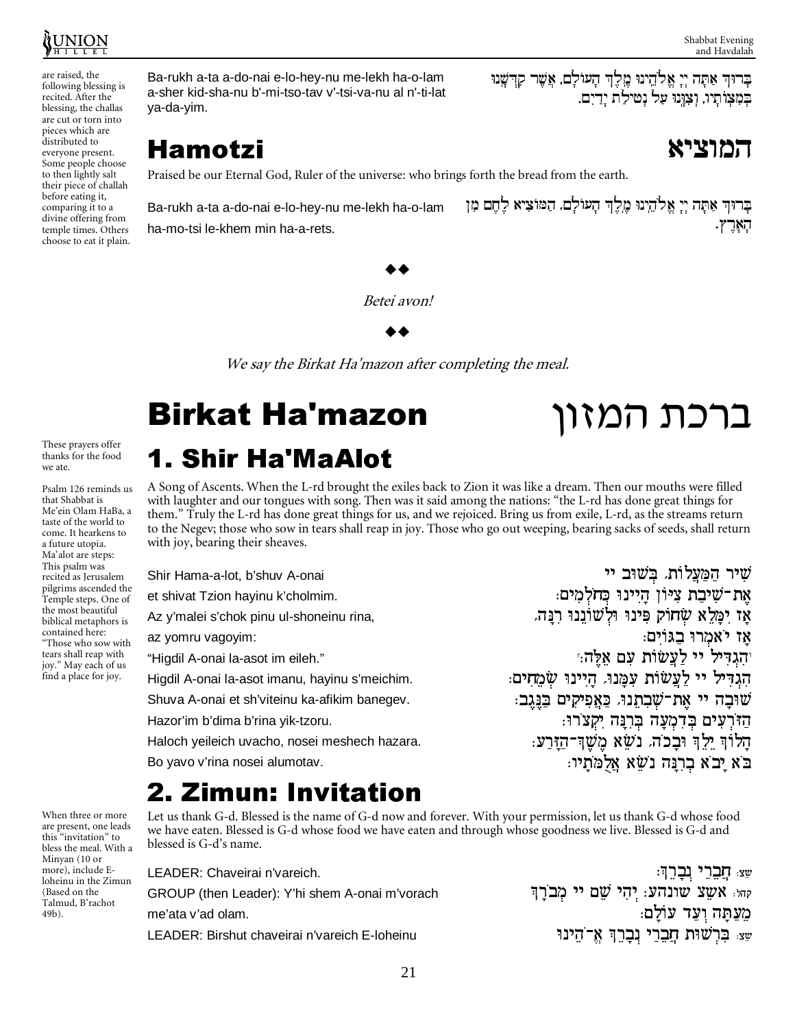are raised, the following blessing is recited. After the blessing, the challas are cut or torn into pieces which are distributed to everyone present. Some people choose to then lightly salt their piece of challah before eating it, comparing it to a divine offering from temple times. Others choose to eat it plain.

Ba-rukh a-ta a-do-nai e-lo-hey-nu me-lekh ha-o-lam a-sher kid-sha-nu b'-mi-tso-tav v'-tsi-va-nu al n'-ti-lat ya-da-yim.

בָּרוּךְ אַתָּה יְיָ אֱלֹהֵינוּ מֶלֶךְ הָעוֹלָם, אֲשֶׁר קִדְּשָׁנוּ בְּמִצְוֹתָיו, וְצִוָּנוּ עַל נְטִילַת יָדָיִם.

## Hamotzi — המוציא

Praised be our Eternal God, Ruler of the universe: who brings forth the bread from the earth.

Ba-rukh a-ta a-do-nai e-lo-hey-nu me-lekh ha-o-lam ha-mo-tsi le-khem min ha-a-rets.

בָּרוּךְ אַתָּה יְיָ אֱלֹהֵינוּ מֶלֶךְ הָעוֹלָם, הַמּוֹצִיא לֶחֶם מִן הָאָרֶץ.

◆◆

*Betei avon!*

◆◆

*We say the Birkat Ha'mazon after completing the meal.*

# Birkat Ha'mazon — ברכת המזון

These prayers offer thanks for the food we ate.

## 1. Shir Ha'MaAlot

Psalm 126 reminds us that Shabbat is Me'ein Olam HaBa, a taste of the world to come. It hearkens to a future utopia. Ma'alot are steps: This psalm was recited as Jerusalem pilgrims ascended the Temple steps. One of the most beautiful biblical metaphors is contained here: "Those who sow with tears shall reap with joy." May each of us find a place for joy.

A Song of Ascents. When the L-rd brought the exiles back to Zion it was like a dream. Then our mouths were filled with laughter and our tongues with song. Then was it said among the nations: "the L-rd has done great things for them." Truly the L-rd has done great things for us, and we rejoiced. Bring us from exile, L-rd, as the streams return to the Negev; those who sow in tears shall reap in joy. Those who go out weeping, bearing sacks of seeds, shall return with joy, bearing their sheaves.

| | |
|---|---|
| Shir Hama-a-lot, b'shuv A-onai | שִׁיר הַמַּעֲלוֹת, בְּשׁוּב יי |
| et shivat Tzion hayinu k'cholmim. | אֶת־שִׁיבַת צִיּוֹן הָיִינוּ כְּחֹלְמִים: |
| Az y'malei s'chok pinu ul-shoneinu rina, | אָז יִמָּלֵא שְׂחוֹק פִּינוּ וּלְשׁוֹנֵנוּ רִנָּה, |
| az yomru vagoyim: | אָז יֹאמְרוּ בַגּוֹיִם: |
| "Higdil A-onai la-asot im eileh." | 'הִגְדִּיל יי לַעֲשׂוֹת עִם אֵלֶּה:' |
| Higdil A-onai la-asot imanu, hayinu s'meichim. | הִגְדִּיל יי לַעֲשׂוֹת עִמָּנוּ, הָיִינוּ שְׂמֵחִים: |
| Shuva A-onai et sh'viteinu ka-afikim banegev. | שׁוּבָה יי אֶת־שְׁבִיתֵנוּ, כַּאֲפִיקִים בַּנֶּגֶב: |
| Hazor'im b'dima b'rina yik-tzoru. | הַזֹּרְעִים בְּדִמְעָה בְּרִנָּה יִקְצֹרוּ: |
| Haloch yeileich uvacho, nosei meshech hazara. | הָלוֹךְ יֵלֵךְ וּבָכֹה, נֹשֵׂא מֶשֶׁךְ־הַזָּרַע: |
| Bo yavo v'rina nosei alumotav. | בֹּא יָבֹא בְרִנָּה נֹשֵׂא אֲלֻמֹּתָיו: |

## 2. Zimun: Invitation

When three or more are present, one leads this "invitation" to bless the meal. With a Minyan (10 or more), include E-loheinu in the Zimun (Based on the Talmud, B'rachot 49b).

Let us thank G-d. Blessed is the name of G-d now and forever. With your permission, let us thank G-d whose food we have eaten. Blessed is G-d whose food we have eaten and through whose goodness we live. Blessed is G-d and blessed is G-d's name.

| | |
|---|---|
| LEADER: Chaveirai n'vareich. | שצ: חֲבֵרַי נְבָרֵךְ: |
| GROUP (then Leader): Y'hi shem A-onai m'vorach | קהל: אשץ שונהע: יְהִי שֵׁם יי מְבֹרָךְ |
| me'ata v'ad olam. | מֵעַתָּה וְעַד עוֹלָם: |
| LEADER: Birshut chaveirai n'vareich E-loheinu | שצ: בִּרְשׁוּת חֲבֵרַי נְבָרֵךְ אֱ־הֵינוּ |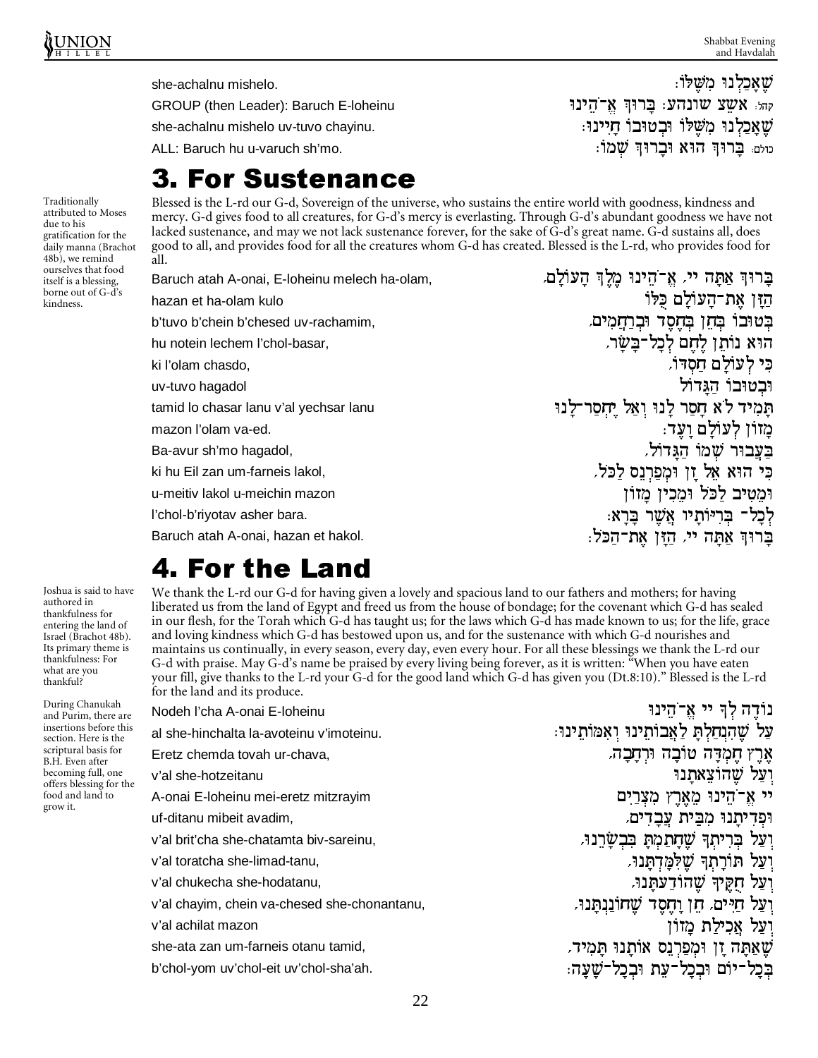she-achalnu mishelo. | שֶׁאָכַלְנוּ מִשֶּׁלּוֹ׃

GROUP (then Leader): Baruch E-loheinu | קהל: אשץ שונהע: בָּרוּךְ אֱ־הֵינוּ

she-achalnu mishelo uv-tuvo chayinu. | שֶׁאָכַלְנוּ מִשֶּׁלּוֹ וּבְטוּבוֹ חָיִינוּ׃

ALL: Baruch hu u-varuch sh'mo. | כולם: בָּרוּךְ הוּא וּבָרוּךְ שְׁמוֹ׃

# 3. For Sustenance

Traditionally attributed to Moses due to his gratification for the daily manna (Brachot 48b), we remind ourselves that food itself is a blessing, borne out of G-d's kindness.

Blessed is the L-rd our G-d, Sovereign of the universe, who sustains the entire world with goodness, kindness and mercy. G-d gives food to all creatures, for G-d's mercy is everlasting. Through G-d's abundant goodness we have not lacked sustenance, and may we not lack sustenance forever, for the sake of G-d's great name. G-d sustains all, does good to all, and provides food for all the creatures whom G-d has created. Blessed is the L-rd, who provides food for all.

| | |
|---|---|
| Baruch atah A-onai, E-loheinu melech ha-olam, | בָּרוּךְ אַתָּה יי, אֱ־הֵינוּ מֶלֶךְ הָעוֹלָם, |
| hazan et ha-olam kulo | הַזָּן אֶת־הָעוֹלָם כֻּלּוֹ |
| b'tuvo b'chein b'chesed uv-rachamim, | בְּטוּבוֹ בְּחֵן בְּחֶסֶד וּבְרַחֲמִים, |
| hu notein lechem l'chol-basar, | הוּא נוֹתֵן לֶחֶם לְכָל־בָּשָׂר, |
| ki l'olam chasdo, | כִּי לְעוֹלָם חַסְדּוֹ, |
| uv-tuvo hagadol | וּבְטוּבוֹ הַגָּדוֹל |
| tamid lo chasar lanu v'al yechsar lanu | תָּמִיד לֹא חָסַר לָנוּ וְאַל יֶחְסַר־לָנוּ |
| mazon l'olam va-ed. | מָזוֹן לְעוֹלָם וָעֶד׃ |
| Ba-avur sh'mo hagadol, | בַּעֲבוּר שְׁמוֹ הַגָּדוֹל, |
| ki hu Eil zan um-farneis lakol, | כִּי הוּא אֵל זָן וּמְפַרְנֵס לַכֹּל, |
| u-meitiv lakol u-meichin mazon | וּמֵטִיב לַכֹּל וּמֵכִין מָזוֹן |
| l'chol-b'riyotav asher bara. | לְכָל־ בְּרִיּוֹתָיו אֲשֶׁר בָּרָא׃ |
| Baruch atah A-onai, hazan et hakol. | בָּרוּךְ אַתָּה יי, הַזָּן אֶת־הַכֹּל׃ |

# 4. For the Land

Joshua is said to have authored in thankfulness for entering the land of Israel (Brachot 48b). Its primary theme is thankfulness: For what are you thankful?

During Chanukah and Purim, there are insertions before this section. Here is the scriptural basis for B.H. Even after becoming full, one offers blessing for the food and land to grow it.

We thank the L-rd our G-d for having given a lovely and spacious land to our fathers and mothers; for having liberated us from the land of Egypt and freed us from the house of bondage; for the covenant which G-d has sealed in our flesh, for the Torah which G-d has taught us; for the laws which G-d has made known to us; for the life, grace and loving kindness which G-d has bestowed upon us, and for the sustenance with which G-d nourishes and maintains us continually, in every season, every day, even every hour. For all these blessings we thank the L-rd our G-d with praise. May G-d's name be praised by every living being forever, as it is written: "When you have eaten your fill, give thanks to the L-rd your G-d for the good land which G-d has given you (Dt.8:10)." Blessed is the L-rd for the land and its produce.

| | |
|---|---|
| Nodeh l'cha A-onai E-loheinu | נוֹדֶה לְךָ יי אֱ־הֵינוּ |
| al she-hinchalta la-avoteinu v'imoteinu. | עַל שֶׁהִנְחַלְתָּ לַאֲבוֹתֵינוּ וְאִמּוֹתֵינוּ׃ |
| Eretz chemda tovah ur-chava, | אֶרֶץ חֶמְדָּה טוֹבָה וּרְחָבָה, |
| v'al she-hotzeitanu | וְעַל שֶׁהוֹצֵאתָנוּ |
| A-onai E-loheinu mei-eretz mitzrayim | יי אֱ־הֵינוּ מֵאֶרֶץ מִצְרַיִם |
| uf-ditanu mibeit avadim, | וּפְדִיתָנוּ מִבֵּית עֲבָדִים, |
| v'al brit'cha she-chatamta biv-sareinu, | וְעַל בְּרִיתְךָ שֶׁחָתַמְתָּ בִּבְשָׂרֵנוּ, |
| v'al toratcha she-limad-tanu, | וְעַל תּוֹרָתְךָ שֶׁלִּמַּדְתָּנוּ, |
| v'al chukecha she-hodatanu, | וְעַל חֻקֶּיךָ שֶׁהוֹדַעְתָּנוּ, |
| v'al chayim, chein va-chesed she-chonantanu, | וְעַל חַיִּים, חֵן וָחֶסֶד שֶׁחוֹנַנְתָּנוּ, |
| v'al achilat mazon | וְעַל אֲכִילַת מָזוֹן |
| she-ata zan um-farneis otanu tamid, | שָׁאַתָּה זָן וּמְפַרְנֵס אוֹתָנוּ תָּמִיד, |
| b'chol-yom uv'chol-eit uv'chol-sha'ah. | בְּכָל־יוֹם וּבְכָל־עֵת וּבְכָל־שָׁעָה׃ |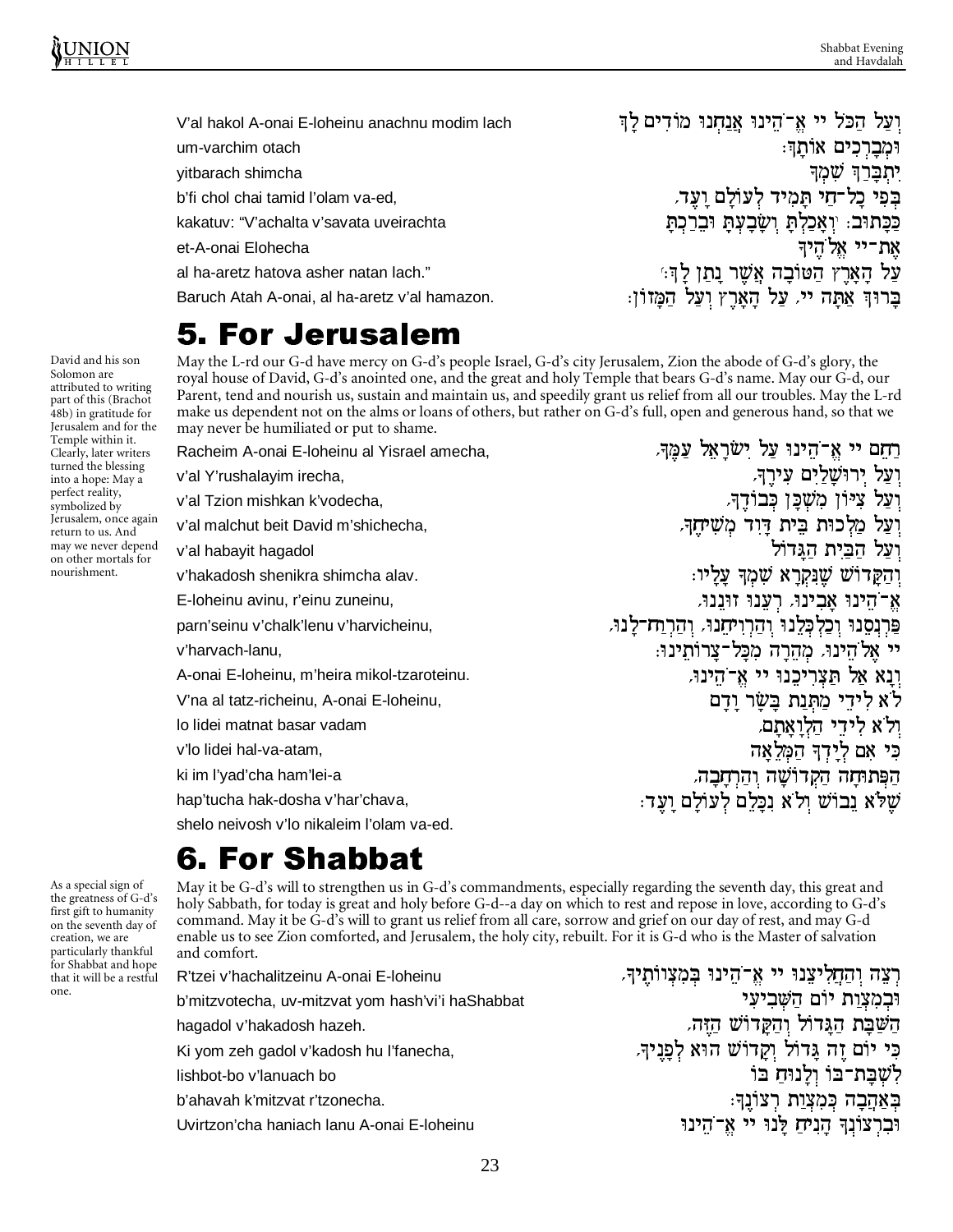V'al hakol A-onai E-loheinu anachnu modim lach
um-varchim otach
yitbarach shimcha
b'fi chol chai tamid l'olam va-ed,
kakatuv: "V'achalta v'savata uveirachta
et-A-onai Elohecha
al ha-aretz hatova asher natan lach."
Baruch Atah A-onai, al ha-aretz v'al hamazon.

וְעַל הַכֹּל יי אֱ־הֵינוּ אֲנַחְנוּ מוֹדִים לָךְ
וּמְבָרְכִים אוֹתָךְ:
יִתְבָּרַךְ שִׁמְךָ
בְּפִי כָל־חַי תָּמִיד לְעוֹלָם וָעֶד,
כַּכָּתוּב: ״וְאָכַלְתָּ וְשָׂבָעְתָּ וּבֵרַכְתָּ
אֶת־יי אֱלֹהֶיךָ
עַל הָאָרֶץ הַטּוֹבָה אֲשֶׁר נָתַן לָךְ:״
בָּרוּךְ אַתָּה יי, עַל הָאָרֶץ וְעַל הַמָּזוֹן:

# 5. For Jerusalem

David and his son Solomon are attributed to writing part of this (Brachot 48b) in gratitude for Jerusalem and for the Temple within it. Clearly, later writers turned the blessing into a hope: May a perfect reality, symbolized by Jerusalem, once again return to us. And may we never depend on other mortals for nourishment.

May the L-rd our G-d have mercy on G-d's people Israel, G-d's city Jerusalem, Zion the abode of G-d's glory, the royal house of David, G-d's anointed one, and the great and holy Temple that bears G-d's name. May our G-d, our Parent, tend and nourish us, sustain and maintain us, and speedily grant us relief from all our troubles. May the L-rd make us dependent not on the alms or loans of others, but rather on G-d's full, open and generous hand, so that we may never be humiliated or put to shame.

Racheim A-onai E-loheinu al Yisrael amecha,
v'al Y'rushalayim irecha,
v'al Tzion mishkan k'vodecha,
v'al malchut beit David m'shichecha,
v'al habayit hagadol
v'hakadosh shenikra shimcha alav.
E-loheinu avinu, r'einu zuneinu,
parn'seinu v'chalk'lenu v'harvicheinu,
v'harvach-lanu,
A-onai E-loheinu, m'heira mikol-tzaroteinu.
V'na al tatz-richeinu, A-onai E-loheinu,
lo lidei matnat basar vadam
v'lo lidei hal-va-atam,
ki im l'yad'cha ham'lei-a
hap'tucha hak-dosha v'har'chava,
shelo neivosh v'lo nikaleim l'olam va-ed.

רַחֵם יי אֱ־הֵינוּ עַל יִשְׂרָאֵל עַמֶּךָ,
וְעַל יְרוּשָׁלַיִם עִירֶךָ,
וְעַל צִיּוֹן מִשְׁכַּן כְּבוֹדֶךָ,
וְעַל מַלְכוּת בֵּית דָּוִד מְשִׁיחֶךָ,
וְעַל הַבַּיִת הַגָּדוֹל
וְהַקָּדוֹשׁ שֶׁנִּקְרָא שִׁמְךָ עָלָיו:
אֱ־הֵינוּ אָבִינוּ, רְעֵנוּ זוּנֵנוּ,
פַּרְנְסֵנוּ וְכַלְכְּלֵנוּ וְהַרְוִיחֵנוּ, וְהַרְוַח־לָנוּ,
יי אֱלֹהֵינוּ, מְהֵרָה מִכָּל־צָרוֹתֵינוּ:
וְנָא אַל תַּצְרִיכֵנוּ יי אֱ־הֵינוּ,
לֹא לִידֵי מַתְּנַת בָּשָׂר וָדָם
וְלֹא לִידֵי הַלְוָאָתָם,
כִּי אִם לְיָדְךָ הַמְּלֵאָה
הַפְּתוּחָה הַקְּדוֹשָׁה וְהָרְחָבָה,
שֶׁלֹּא נֵבוֹשׁ וְלֹא נִכָּלֵם לְעוֹלָם וָעֶד:

# 6. For Shabbat

As a special sign of the greatness of G-d's first gift to humanity on the seventh day of creation, we are particularly thankful for Shabbat and hope that it will be a restful one.

May it be G-d's will to strengthen us in G-d's commandments, especially regarding the seventh day, this great and holy Sabbath, for today is great and holy before G-d--a day on which to rest and repose in love, according to G-d's command. May it be G-d's will to grant us relief from all care, sorrow and grief on our day of rest, and may G-d enable us to see Zion comforted, and Jerusalem, the holy city, rebuilt. For it is G-d who is the Master of salvation and comfort.

R'tzei v'hachalitzeinu A-onai E-loheinu
b'mitzvotecha, uv-mitzvat yom hash'vi'i haShabbat
hagadol v'hakadosh hazeh.
Ki yom zeh gadol v'kadosh hu l'fanecha,
lishbot-bo v'lanuach bo
b'ahavah k'mitzvat r'tzonecha.
Uvirtzon'cha haniach lanu A-onai E-loheinu

רְצֵה וְהַחֲלִיצֵנוּ יי אֱ־הֵינוּ בְּמִצְוֹתֶיךָ,
וּבְמִצְוַת יוֹם הַשְּׁבִיעִי
הַשַּׁבָּת הַגָּדוֹל וְהַקָּדוֹשׁ הַזֶּה,
כִּי יוֹם זֶה גָּדוֹל וְקָדוֹשׁ הוּא לְפָנֶיךָ,
לִשְׁבָּת־בּוֹ וְלָנוּחַ בּוֹ
בְּאַהֲבָה כְּמִצְוַת רְצוֹנֶךָ:
וּבִרְצוֹנְךָ הָנִיחַ לָנוּ יי אֱ־הֵינוּ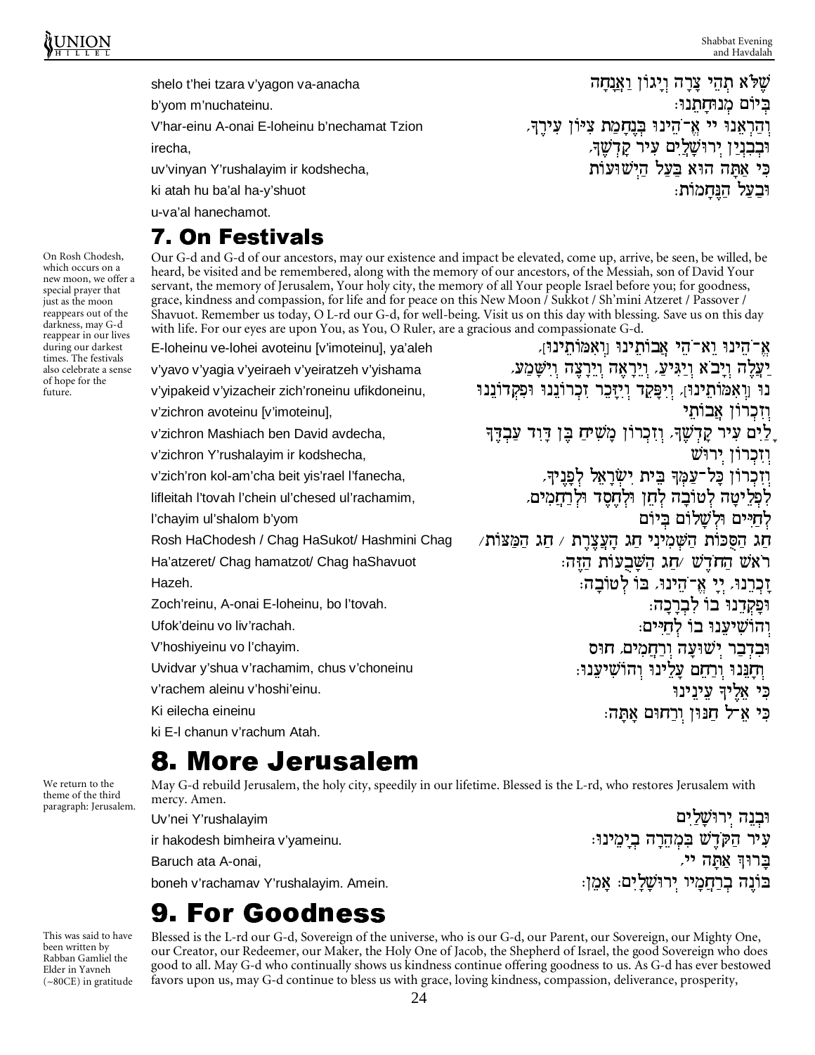| | |
|---|---|
| shelo t'hei tzara v'yagon va-anacha | שֶׁלֹּא תְהֵי צָרָה וְיָגוֹן וַאֲנָחָה |
| b'yom m'nuchateinu. | בְּיוֹם מְנוּחָתֵנוּ׃ |
| V'har-einu A-onai E-loheinu b'nechamat Tzion | וְהַרְאֵנוּ יי אֱ־הֵינוּ בְּנֶחָמַת צִיּוֹן עִירֶךָ, |
| irecha, | וּבְבִנְיַן יְרוּשָׁלַיִם עִיר קָדְשֶׁךָ, |
| uv'vinyan Y'rushalayim ir kodshecha, | כִּי אַתָּה הוּא בַּעַל הַיְשׁוּעוֹת |
| ki atah hu ba'al ha-y'shuot | וּבַעַל הַנֶּחָמוֹת׃ |
| u-va'al hanechamot. | |

## 7. On Festivals

On Rosh Chodesh, which occurs on a new moon, we offer a special prayer that just as the moon reappears out of the darkness, may G-d reappear in our lives during our darkest times. The festivals also celebrate a sense of hope for the future.

Our G-d and G-d of our ancestors, may our existence and impact be elevated, come up, arrive, be seen, be willed, be heard, be visited and be remembered, along with the memory of our ancestors, of the Messiah, son of David Your servant, the memory of Jerusalem, Your holy city, the memory of all Your people Israel before you; for goodness, grace, kindness and compassion, for life and for peace on this New Moon / Sukkot / Sh'mini Atzeret / Passover / Shavuot. Remember us today, O L-rd our G-d, for well-being. Visit us on this day with blessing. Save us on this day with life. For our eyes are upon You, as You, O Ruler, are a gracious and compassionate G-d.

| | |
|---|---|
| E-loheinu ve-lohei avoteinu [v'imoteinu], ya'aleh | אֱ־הֵינוּ וֵא־הֵי אֲבוֹתֵינוּ [וְאִמּוֹתֵינוּ], |
| v'yavo v'yagia v'yeiraeh v'yeiratzeh v'yishama | יַעֲלֶה וְיָבֹא וְיַגִּיעַ, וְיֵרָאֶה וְיֵרָצֶה וְיִשָּׁמַע, |
| v'yipakeid v'yizacheir zich'roneinu ufikdoneinu, | נוּ [וְאִמּוֹתֵינוּ], וְיִפָּקֵד וְיִזָּכֵר זִכְרוֹנֵנוּ וּפִקְדוֹנֵנוּ |
| v'zichron avoteinu [v'imoteinu], | וְזִכְרוֹן אֲבוֹתֵי |
| v'zichron Mashiach ben David avdecha, | ָלַיִם עִיר קָדְשֶׁךָ, וְזִכְרוֹן מָשִׁיחַ בֶּן דָּוִד עַבְדֶּךָ |
| v'zichron Y'rushalayim ir kodshecha, | וְזִכְרוֹן יְרוּשׁ |
| v'zich'ron kol-am'cha beit yis'rael l'fanecha, | וְזִכְרוֹן כָּל־עַמְּךָ בֵּית יִשְׂרָאֵל לְפָנֶיךָ, |
| lifleitah l'tovah l'chein ul'chesed ul'rachamim, | לִפְלֵיטָה לְטוֹבָה לְחֵן וּלְחֶסֶד וּלְרַחֲמִים, |
| l'chayim ul'shalom b'yom | לְחַיִּים וּלְשָׁלוֹם בְּיוֹם |
| Rosh HaChodesh / Chag HaSukot/ Hashmini Chag | חַג הַסֻּכּוֹת הַשְּׁמִינִי חַג הָעֲצֶרֶת / חַג הַמַּצּוֹת/ |
| Ha'atzeret/ Chag hamatzot/ Chag haShavuot | רֹאשׁ הַחֹדֶשׁ /חַג הַשָּׁבֻעוֹת הַזֶּה׃ |
| Hazeh. | זָכְרֵנוּ, יְיָ אֱ־הֵינוּ, בּוֹ לְטוֹבָה׃ |
| Zoch'reinu, A-onai E-loheinu, bo l'tovah. | וּפָקְדֵנוּ בוֹ לִבְרָכָה׃ |
| Ufok'deinu vo liv'rachah. | וְהוֹשִׁיעֵנוּ בוֹ לְחַיִּים׃ |
| V'hoshiyeinu vo l'chayim. | וּבִדְבַר יְשׁוּעָה וְרַחֲמִים, חוּס |
| Uvidvar y'shua v'rachamim, chus v'choneinu | וְחָנֵּנוּ וְרַחֵם עָלֵינוּ וְהוֹשִׁיעֵנוּ׃ |
| v'rachem aleinu v'hoshi'einu. | כִּי אֵלֶיךָ עֵינֵינוּ |
| Ki eilecha eineinu | כִּי אֵ־ל חַנּוּן וְרַחוּם אָתָּה׃ |
| ki E-l chanun v'rachum Atah. | |

## 8. More Jerusalem

We return to the theme of the third paragraph: Jerusalem.

May G-d rebuild Jerusalem, the holy city, speedily in our lifetime. Blessed is the L-rd, who restores Jerusalem with mercy. Amen.

| | |
|---|---|
| Uv'nei Y'rushalayim | וּבְנֵה יְרוּשָׁלַיִם |
| ir hakodesh bimheira v'yameinu. | עִיר הַקֹּדֶשׁ בִּמְהֵרָה בְיָמֵינוּ׃ |
| Baruch ata A-onai, | בָּרוּךְ אַתָּה יי, |
| boneh v'rachamav Y'rushalayim. Amein. | בּוֹנֶה בְרַחֲמָיו יְרוּשָׁלָיִם׃ אָמֵן׃ |

## 9. For Goodness

This was said to have been written by Rabban Gamliel the Elder in Yavneh (~80CE) in gratitude

Blessed is the L-rd our G-d, Sovereign of the universe, who is our G-d, our Parent, our Sovereign, our Mighty One, our Creator, our Redeemer, our Maker, the Holy One of Jacob, the Shepherd of Israel, the good Sovereign who does good to all. May G-d who continually shows us kindness continue offering goodness to us. As G-d has ever bestowed favors upon us, may G-d continue to bless us with grace, loving kindness, compassion, deliverance, prosperity,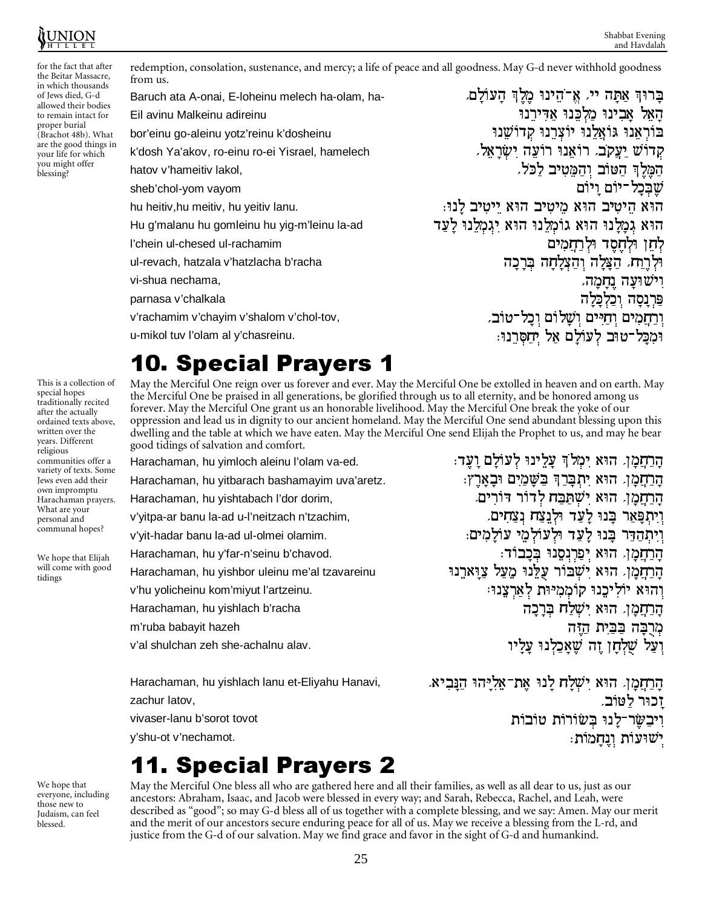for the fact that after the Beitar Massacre, in which thousands of Jews died, G-d allowed their bodies to remain intact for proper burial (Brachot 48b). What are the good things in your life for which you might offer blessing?

redemption, consolation, sustenance, and mercy; a life of peace and all goodness. May G-d never withhold goodness from us.

| | |
|---|---|
| Baruch ata A-onai, E-loheinu melech ha-olam, ha- | בָּרוּךְ אַתָּה יי, אֱ־הֵינוּ מֶלֶךְ הָעוֹלָם, |
| Eil avinu Malkeinu adireinu | הָאֵל אָבִינוּ מַלְכֵּנוּ אַדִּירֵנוּ |
| bor'einu go-aleinu yotz'reinu k'dosheinu | בּוֹרְאֵנוּ גּוֹאֲלֵנוּ יוֹצְרֵנוּ קְדוֹשֵׁנוּ |
| k'dosh Ya'akov, ro-einu ro-ei Yisrael, hamelech | קְדוֹשׁ יַעֲקֹב, רוֹעֵנוּ רוֹעֵה יִשְׂרָאֵל, |
| hatov v'hameitiv lakol, | הַמֶּלֶךְ הַטּוֹב וְהַמֵּטִיב לַכֹּל, |
| sheb'chol-yom vayom | שֶׁבְּכָל־יוֹם וָיוֹם |
| hu heitiv,hu meitiv, hu yeitiv lanu. | הוּא הֵיטִיב הוּא מֵיטִיב הוּא יֵיטִיב לָנוּ: |
| Hu g'malanu hu gomleinu hu yig-m'leinu la-ad | הוּא גְמָלָנוּ הוּא גוֹמְלֵנוּ הוּא יִגְמְלֵנוּ לָעַד |
| l'chein ul-chesed ul-rachamim | לְחֵן וּלְחֶסֶד וּלְרַחֲמִים |
| ul-revach, hatzala v'hatzlacha b'racha | וּלְרֶוַח, הַצָּלָה וְהַצְלָחָה בְּרָכָה |
| vi-shua nechama, | וִישׁוּעָה נֶחָמָה, |
| parnasa v'chalkala | פַּרְנָסָה וְכַלְכָּלָה |
| v'rachamim v'chayim v'shalom v'chol-tov, | וְרַחֲמִים וְחַיִּים וְשָׁלוֹם וְכָל־טוֹב, |
| u-mikol tuv l'olam al y'chasreinu. | וּמִכָּל־טוּב לְעוֹלָם אַל יְחַסְּרֵנוּ: |

# 10. Special Prayers 1

This is a collection of special hopes traditionally recited after the actually ordained texts above, written over the years. Different religious communities offer a variety of texts. Some Jews even add their own impromptu Harachaman prayers. What are your personal and communal hopes?

We hope that Elijah will come with good tidings

May the Merciful One reign over us forever and ever. May the Merciful One be extolled in heaven and on earth. May the Merciful One be praised in all generations, be glorified through us to all eternity, and be honored among us forever. May the Merciful One grant us an honorable livelihood. May the Merciful One break the yoke of our oppression and lead us in dignity to our ancient homeland. May the Merciful One send abundant blessing upon this dwelling and the table at which we have eaten. May the Merciful One send Elijah the Prophet to us, and may he bear good tidings of salvation and comfort.

| | |
|---|---|
| Harachaman, hu yimloch aleinu l'olam va-ed. | הָרַחֲמָן, הוּא יִמְלֹךְ עָלֵינוּ לְעוֹלָם וָעֶד: |
| Harachaman, hu yitbarach bashamayim uva'aretz. | הָרַחֲמָן, הוּא יִתְבָּרַךְ בַּשָּׁמַיִם וּבָאָרֶץ: |
| Harachaman, hu yishtabach l'dor dorim, | הָרַחֲמָן, הוּא יִשְׁתַּבַּח לְדוֹר דּוֹרִים, |
| v'yitpa-ar banu la-ad u-l'neitzach n'tzachim, | וְיִתְפָּאַר בָּנוּ לָעַד וּלְנֵצַח נְצָחִים, |
| v'yit-hadar banu la-ad ul-olmei olamim. | וְיִתְהַדַּר בָּנוּ לָעַד וּלְעוֹלְמֵי עוֹלָמִים: |
| Harachaman, hu y'far-n'seinu b'chavod. | הָרַחֲמָן, הוּא יְפַרְנְסֵנוּ בְּכָבוֹד: |
| Harachaman, hu yishbor uleinu me'al tzavareinu | הָרַחֲמָן, הוּא יִשְׁבּוֹר עֻלֵּנוּ מֵעַל צַוָּארֵנוּ |
| v'hu yolicheinu kom'miyut l'artzeinu. | וְהוּא יוֹלִיכֵנוּ קוֹמְמִיּוּת לְאַרְצֵנוּ: |
| Harachaman, hu yishlach b'racha | הָרַחֲמָן, הוּא יִשְׁלַח בְּרָכָה |
| m'ruba babayit hazeh | מְרֻבָּה בַּבַּיִת הַזֶּה |
| v'al shulchan zeh she-achalnu alav. | וְעַל שֻׁלְחָן זֶה שֶׁאָכַלְנוּ עָלָיו |
| Harachaman, hu yishlach lanu et-Eliyahu Hanavi, | הָרַחֲמָן, הוּא יִשְׁלַח לָנוּ אֶת־אֵלִיָּהוּ הַנָּבִיא, |
| zachur latov, | זָכוּר לַטּוֹב, |
| vivaser-lanu b'sorot tovot | וִיבַשֶּׂר־לָנוּ בְּשׂוֹרוֹת טוֹבוֹת |
| y'shu-ot v'nechamot. | יְשׁוּעוֹת וְנֶחָמוֹת: |

# 11. Special Prayers 2

We hope that everyone, including those new to Judaism, can feel blessed.

May the Merciful One bless all who are gathered here and all their families, as well as all dear to us, just as our ancestors: Abraham, Isaac, and Jacob were blessed in every way; and Sarah, Rebecca, Rachel, and Leah, were described as "good"; so may G-d bless all of us together with a complete blessing, and we say: Amen. May our merit and the merit of our ancestors secure enduring peace for all of us. May we receive a blessing from the L-rd, and justice from the G-d of our salvation. May we find grace and favor in the sight of G-d and humankind.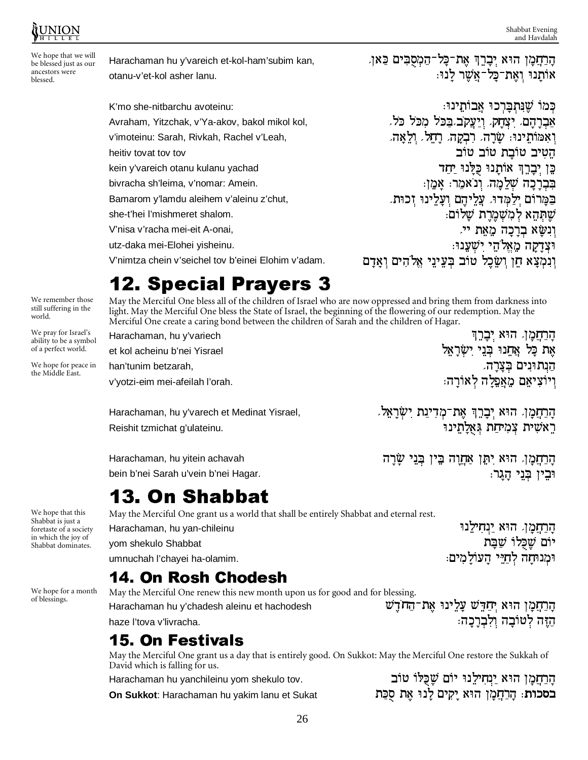We hope that we will be blessed just as our ancestors were blessed.

| | |
|---|---|
| Harachaman hu y'vareich et-kol-ham'subim kan, | הָרַחֲמָן הוּא יְבָרֵךְ אֶת־כָּל־הַמְסֻבִּים כַּאן, |
| otanu-v'et-kol asher lanu. | אוֹתָנוּ וְאֶת־כָּל־אֲשֶׁר לָנוּ: |
| K'mo she-nitbarchu avoteinu: | כְּמוֹ שֶׁנִּתְבָּרְכוּ אֲבוֹתֵינוּ: |
| Avraham, Yitzchak, v'Ya-akov, bakol mikol kol, | אַבְרָהָם, יִצְחָק, וְיַעֲקֹב בַּכֹּל מִכֹּל כֹּל, |
| v'imoteinu: Sarah, Rivkah, Rachel v'Leah, | וְאִמּוֹתֵינוּ: שָׂרָה, רִבְקָה, רָחֵל, וְלֵאָה, |
| heitiv tovat tov tov | הֵטִיב טוֹבַת טוֹב טוֹב |
| kein y'vareich otanu kulanu yachad | כֵּן יְבָרֵךְ אוֹתָנוּ כֻּלָּנוּ יַחַד |
| bivracha sh'leima, v'nomar: Amein. | בִּבְרָכָה שְׁלֵמָה, וְנֹאמַר: אָמֵן: |
| Bamarom y'lamdu aleihem v'aleinu z'chut, | בַּמָּרוֹם יְלַמְּדוּ עֲלֵיהֶם וְעָלֵינוּ זְכוּת, |
| she-t'hei l'mishmeret shalom. | שֶׁתְּהֵא לְמִשְׁמֶרֶת שָׁלוֹם: |
| V'nisa v'racha mei-eit A-onai, | וְנִשָּׂא בְרָכָה מֵאֵת יי, |
| utz-daka mei-Elohei yisheinu. | וּצְדָקָה מֵאֱלֹהֵי יִשְׁעֵנוּ: |
| V'nimtza chein v'seichel tov b'einei Elohim v'adam. | וְנִמְצָא חֵן וְשֵׂכֶל טוֹב בְּעֵינֵי אֱלֹהִים וְאָדָם |

# 12. Special Prayers 3

We remember those still suffering in the world.

We pray for Israel's ability to be a symbol of a perfect world.

We hope for peace in the Middle East.

May the Merciful One bless all of the children of Israel who are now oppressed and bring them from darkness into light. May the Merciful One bless the State of Israel, the beginning of the flowering of our redemption. May the Merciful One create a caring bond between the children of Sarah and the children of Hagar.

| | |
|---|---|
| Harachaman, hu y'variech | הָרַחֲמָן, הוּא יְבָרֵךְ |
| et kol acheinu b'nei Yisrael | אֶת כָּל אַחֵינוּ בְּנֵי יִשְׂרָאֵל |
| han'tunim betzarah, | הַנְּתוּנִים בְּצָרָה, |
| v'yotzi-eim mei-afeilah l'orah. | וְיוֹצִיאֵם מֵאֲפֵלָה לְאוֹרָה: |
| Harachaman, hu y'varech et Medinat Yisrael, | הָרַחֲמָן, הוּא יְבָרֵךְ אֶת־מְדִינַת יִשְׂרָאֵל, |
| Reishit tzmichat g'ulateinu. | רֵאשִׁית צְמִיחַת גְּאֻלָּתֵינוּ |
| Harachaman, hu yitein achavah | הָרַחֲמָן, הוּא יִתֵּן אַחֲוָה בֵּין בְּנֵי שָׂרָה |
| bein b'nei Sarah u'vein b'nei Hagar. | וּבֵין בְּנֵי הָגָר: |

# 13. On Shabbat

We hope that this Shabbat is just a foretaste of a society in which the joy of Shabbat dominates.

May the Merciful One grant us a world that shall be entirely Shabbat and eternal rest.

| | |
|---|---|
| Harachaman, hu yan-chileinu | הָרַחֲמָן, הוּא יַנְחִילֵנוּ |
| yom shekulo Shabbat | יוֹם שֶׁכֻּלּוֹ שַׁבָּת |
| umnuchah l'chayei ha-olamim. | וּמְנוּחָה לְחַיֵּי הָעוֹלָמִים: |

## 14. On Rosh Chodesh

We hope for a month of blessings.

May the Merciful One renew this new month upon us for good and for blessing.

| | |
|---|---|
| Harachaman hu y'chadesh aleinu et hachodesh | הָרַחֲמָן הוּא יְחַדֵּשׁ עָלֵינוּ אֶת־הַחֹדֶשׁ |
| haze l'tova v'livracha. | הַזֶּה לְטוֹבָה וְלִבְרָכָה: |

## 15. On Festivals

May the Merciful One grant us a day that is entirely good. On Sukkot: May the Merciful One restore the Sukkah of David which is falling for us.

| | |
|---|---|
| Harachaman hu yanchileinu yom shekulo tov. | הָרַחֲמָן הוּא יַנְחִילֵנוּ יוֹם שֶׁכֻּלּוֹ טוֹב |
| **On Sukkot**: Harachaman hu yakim lanu et Sukat | **בסכות**: הָרַחֲמָן הוּא יָקִים לָנוּ אֶת סֻכַּת |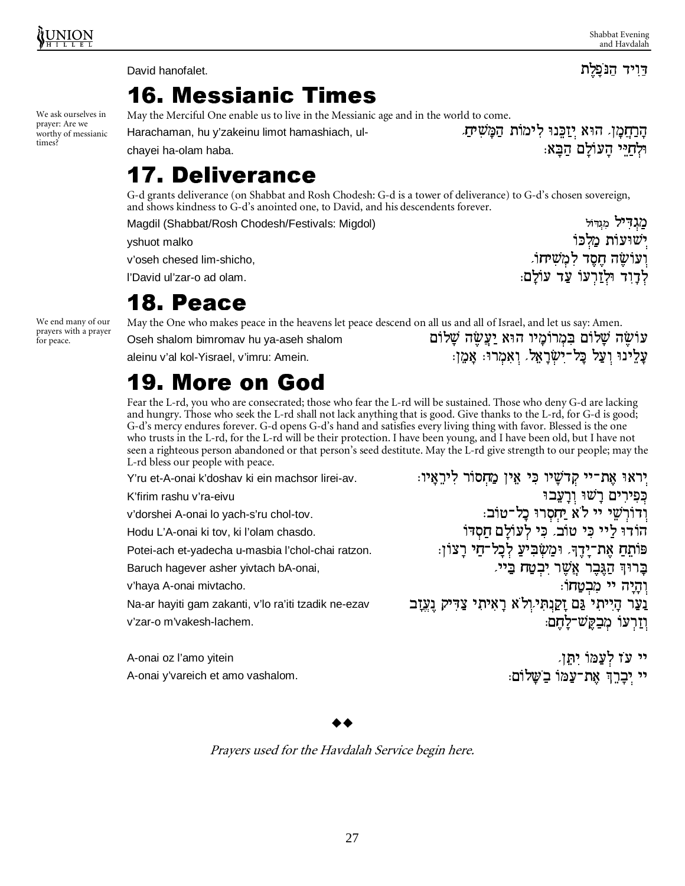David hanofalet. דַּוִיד הַנֹּפָלֶת

# 16. Messianic Times

We ask ourselves in prayer: Are we worthy of messianic times?

May the Merciful One enable us to live in the Messianic age and in the world to come.

Harachaman, hu y'zakeinu limot hamashiach, ul-chayei ha-olam haba.

הָרַחֲמָן, הוּא יְזַכֵּנוּ לִימוֹת הַמָּשִׁיחַ, וּלְחַיֵּי הָעוֹלָם הַבָּא:

# 17. Deliverance

G-d grants deliverance (on Shabbat and Rosh Chodesh: G-d is a tower of deliverance) to G-d's chosen sovereign, and shows kindness to G-d's anointed one, to David, and his descendents forever.

Magdil (Shabbat/Rosh Chodesh/Festivals: Migdol)
yshuot malko
v'oseh chesed lim-shicho,
l'David ul'zar-o ad olam.

מַגְדִּיל מִגְדּוֹל
יְשׁוּעוֹת מַלְכּוֹ
וְעוֹשֶׂה חֶסֶד לִמְשִׁיחוֹ,
לְדָוִד וּלְזַרְעוֹ עַד עוֹלָם:

# 18. Peace

We end many of our prayers with a prayer for peace.

May the One who makes peace in the heavens let peace descend on all us and all of Israel, and let us say: Amen.

Oseh shalom bimromav hu ya-aseh shalom
aleinu v'al kol-Yisrael, v'imru: Amein.

עוֹשֶׂה שָׁלוֹם בִּמְרוֹמָיו הוּא יַעֲשֶׂה שָׁלוֹם
עָלֵינוּ וְעַל כָּל־יִשְׂרָאֵל, וְאִמְרוּ: אָמֵן:

# 19. More on God

Fear the L-rd, you who are consecrated; those who fear the L-rd will be sustained. Those who deny G-d are lacking and hungry. Those who seek the L-rd shall not lack anything that is good. Give thanks to the L-rd, for G-d is good; G-d's mercy endures forever. G-d opens G-d's hand and satisfies every living thing with favor. Blessed is the one who trusts in the L-rd, for the L-rd will be their protection. I have been young, and I have been old, but I have not seen a righteous person abandoned or that person's seed destitute. May the L-rd give strength to our people; may the L-rd bless our people with peace.

Y'ru et-A-onai k'doshav ki ein machsor lirei-av.
K'firim rashu v'ra-eivu
v'dorshei A-onai lo yach-s'ru chol-tov.
Hodu L'A-onai ki tov, ki l'olam chasdo.
Potei-ach et-yadecha u-masbia l'chol-chai ratzon.
Baruch hagever asher yivtach bA-onai,
v'haya A-onai mivtacho.
Na-ar hayiti gam zakanti, v'lo ra'iti tzadik ne-ezav
v'zar-o m'vakesh-lachem.

יְראוּ אֶת־יי קְדֹשָׁיו כִּי אֵין מַחְסוֹר לִירֵאָיו:
כְּפִירִים רָשׁוּ וְרָעֵבוּ
וְדוֹרְשֵׁי יי לֹא יַחְסְרוּ כָל־טוֹב:
הוֹדוּ לַיי כִּי טוֹב, כִּי לְעוֹלָם חַסְדּוֹ
פּוֹתֵחַ אֶת־יָדֶךָ, וּמַשְׂבִּיעַ לְכָל־חַי רָצוֹן:
בָּרוּךְ הַגֶּבֶר אֲשֶׁר יִבְטַח בַּיי,
וְהָיָה יי מִבְטַחוֹ:
נַעַר הָיִיתִי גַּם זָקַנְתִּי, וְלֹא רָאִיתִי צַדִּיק נֶעֱזָב
וְזַרְעוֹ מְבַקֶּשׁ־לָחֶם:

A-onai oz l'amo yitein
A-onai y'vareich et amo vashalom.

יי עֹז לְעַמּוֹ יִתֵּן,
יי יְבָרֵךְ אֶת־עַמּוֹ בַשָּׁלוֹם:

◆◆

*Prayers used for the Havdalah Service begin here.*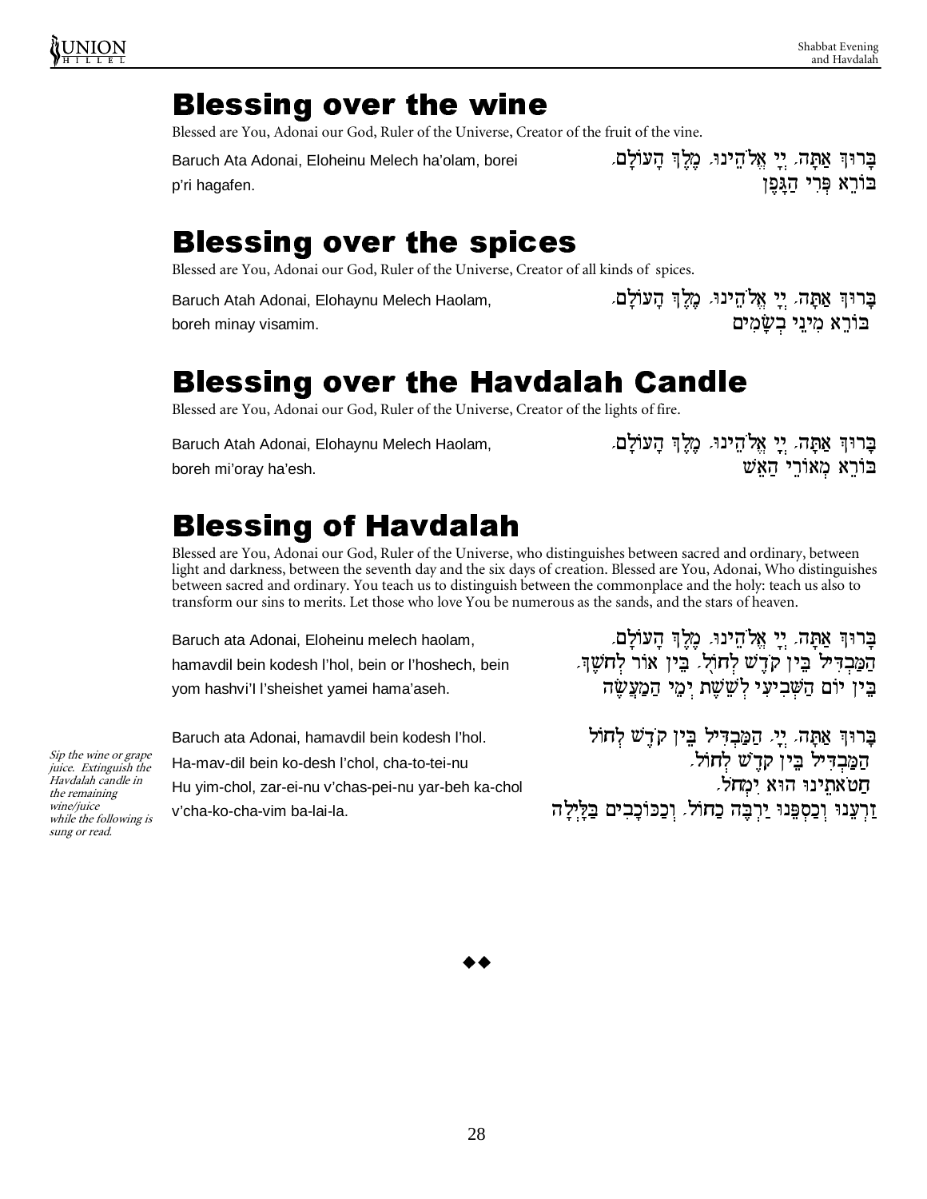## Blessing over the wine

Blessed are You, Adonai our God, Ruler of the Universe, Creator of the fruit of the vine.

Baruch Ata Adonai, Eloheinu Melech ha'olam, borei p'ri hagafen.

בָּרוּךְ אַתָּה, יְיָ אֱלֹהֵינוּ, מֶלֶךְ הָעוֹלָם,
בּוֹרֵא פְּרִי הַגָּפֶן

## Blessing over the spices

Blessed are You, Adonai our God, Ruler of the Universe, Creator of all kinds of spices.

Baruch Atah Adonai, Elohaynu Melech Haolam, boreh minay visamim.

בָּרוּךְ אַתָּה, יְיָ אֱלֹהֵינוּ, מֶלֶךְ הָעוֹלָם,
בּוֹרֵא מִינֵי בְשָׂמִים

## Blessing over the Havdalah Candle

Blessed are You, Adonai our God, Ruler of the Universe, Creator of the lights of fire.

Baruch Atah Adonai, Elohaynu Melech Haolam, boreh mi'oray ha'esh.

בָּרוּךְ אַתָּה, יְיָ אֱלֹהֵינוּ, מֶלֶךְ הָעוֹלָם,
בּוֹרֵא מְאוֹרֵי הָאֵשׁ

## Blessing of Havdalah

Blessed are You, Adonai our God, Ruler of the Universe, who distinguishes between sacred and ordinary, between light and darkness, between the seventh day and the six days of creation. Blessed are You, Adonai, Who distinguishes between sacred and ordinary. You teach us to distinguish between the commonplace and the holy: teach us also to transform our sins to merits. Let those who love You be numerous as the sands, and the stars of heaven.

Baruch ata Adonai, Eloheinu melech haolam,
hamavdil bein kodesh l'hol, bein or l'hoshech, bein
yom hashvi'I l'sheishet yamei hama'aseh.

בָּרוּךְ אַתָּה, יְיָ אֱלֹהֵינוּ, מֶלֶךְ הָעוֹלָם,
הַמַּבְדִּיל בֵּין קֹדֶשׁ לְחוֹל, בֵּין אוֹר לְחֹשֶׁךְ,
בֵּין יוֹם הַשְּׁבִיעִי לְשֵׁשֶׁת יְמֵי הַמַּעֲשֶׂה

*Sip the wine or grape juice. Extinguish the Havdalah candle in the remaining wine/juice while the following is sung or read.*

Baruch ata Adonai, hamavdil bein kodesh l'hol.
Ha-mav-dil bein ko-desh l'chol, cha-to-tei-nu
Hu yim-chol, zar-ei-nu v'chas-pei-nu yar-beh ka-chol
v'cha-ko-cha-vim ba-lai-la.

בָּרוּךְ אַתָּה, יְיָ, הַמַּבְדִּיל בֵּין קֹדֶשׁ לְחוֹל
הַמַּבְדִּיל בֵּין קֹדֶשׁ לְחוֹל,
חַטֹּאתֵינוּ הוּא יִמְחֹל,
זַרְעֵנוּ וְכַסְפֵּנוּ יַרְבֶּה כַּחוֹל, וְכַכּוֹכָבִים בַּלָּיְלָה

◆◆